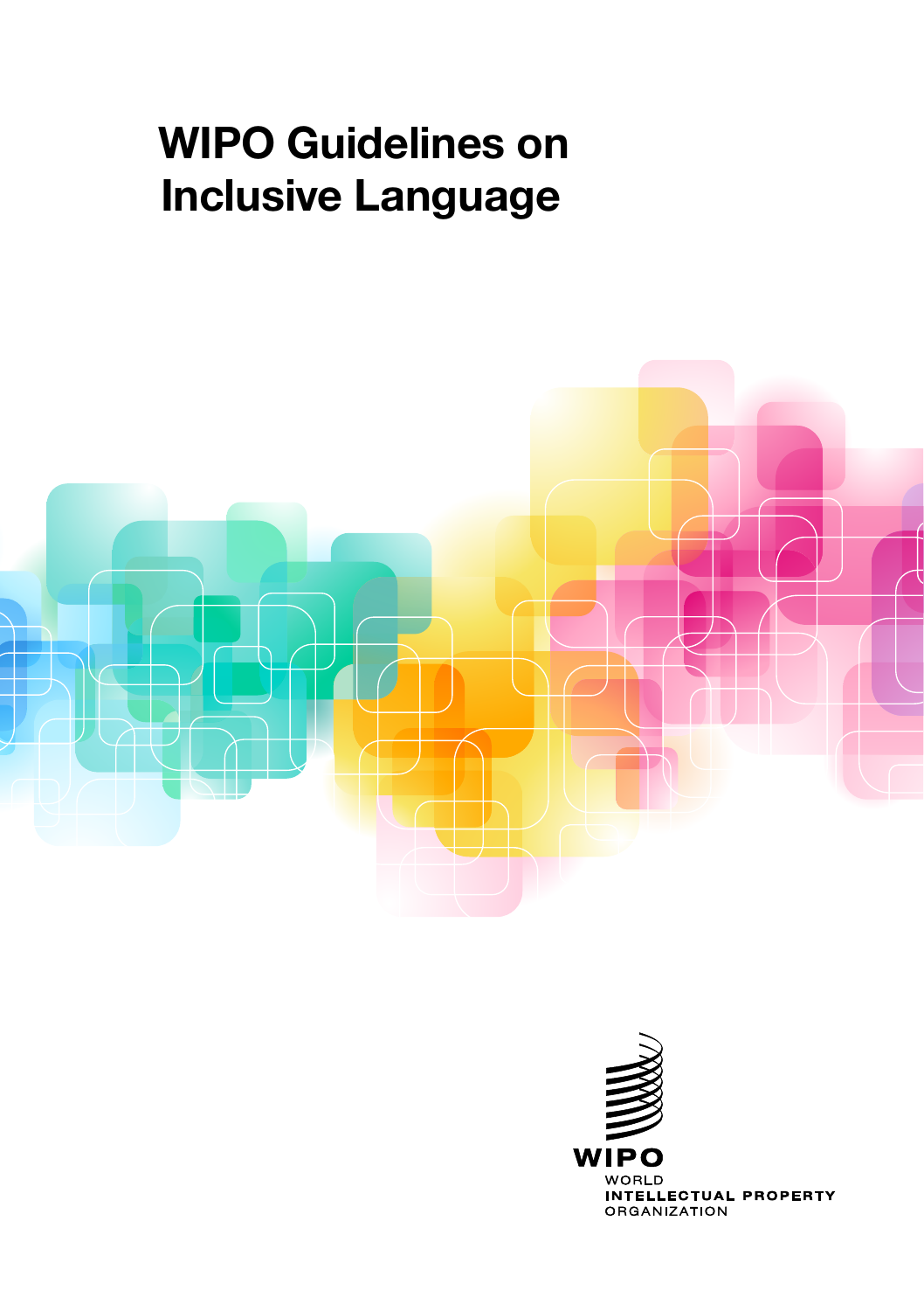# WIPO Guidelines on Inclusive Language

WIPO

WORLD
INTELLECTUAL PROPERTY
ORGANIZATION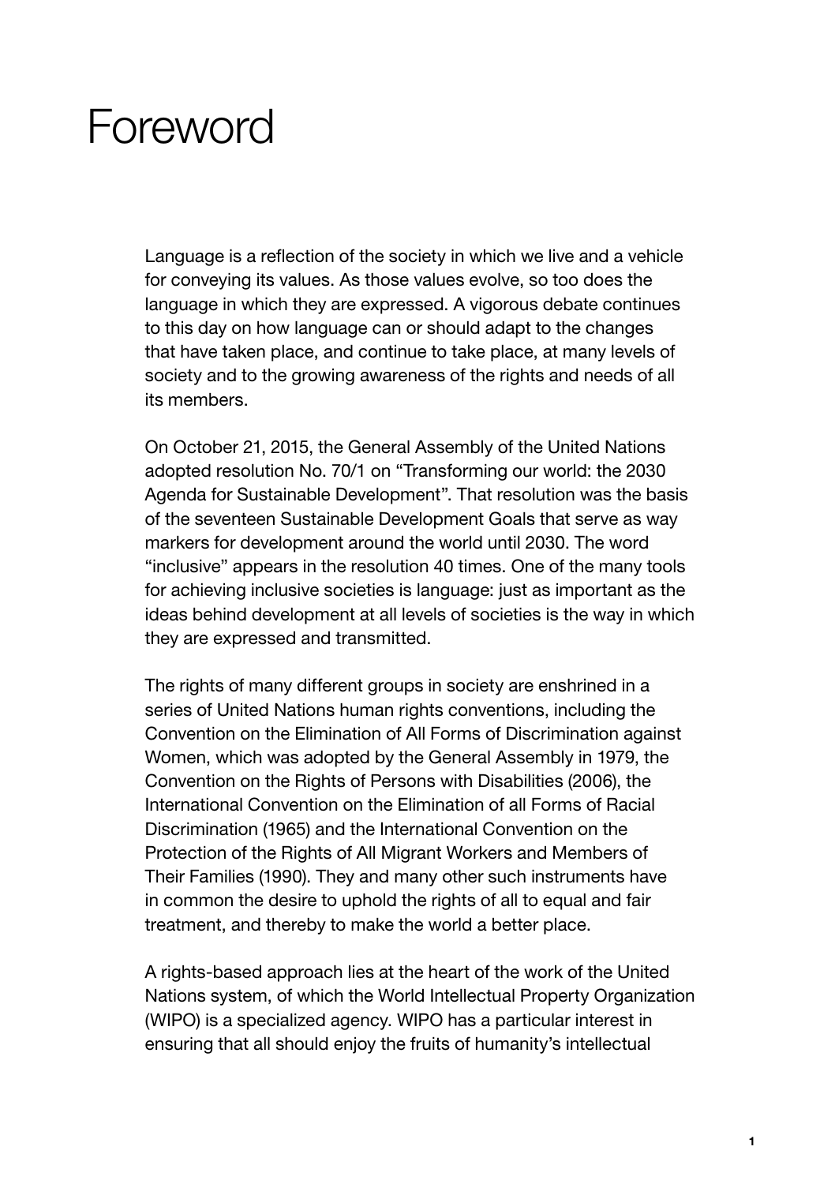# Foreword

Language is a reflection of the society in which we live and a vehicle for conveying its values. As those values evolve, so too does the language in which they are expressed. A vigorous debate continues to this day on how language can or should adapt to the changes that have taken place, and continue to take place, at many levels of society and to the growing awareness of the rights and needs of all its members.

On October 21, 2015, the General Assembly of the United Nations adopted resolution No. 70/1 on "Transforming our world: the 2030 Agenda for Sustainable Development". That resolution was the basis of the seventeen Sustainable Development Goals that serve as way markers for development around the world until 2030. The word "inclusive" appears in the resolution 40 times. One of the many tools for achieving inclusive societies is language: just as important as the ideas behind development at all levels of societies is the way in which they are expressed and transmitted.

The rights of many different groups in society are enshrined in a series of United Nations human rights conventions, including the Convention on the Elimination of All Forms of Discrimination against Women, which was adopted by the General Assembly in 1979, the Convention on the Rights of Persons with Disabilities (2006), the International Convention on the Elimination of all Forms of Racial Discrimination (1965) and the International Convention on the Protection of the Rights of All Migrant Workers and Members of Their Families (1990). They and many other such instruments have in common the desire to uphold the rights of all to equal and fair treatment, and thereby to make the world a better place.

A rights-based approach lies at the heart of the work of the United Nations system, of which the World Intellectual Property Organization (WIPO) is a specialized agency. WIPO has a particular interest in ensuring that all should enjoy the fruits of humanity's intellectual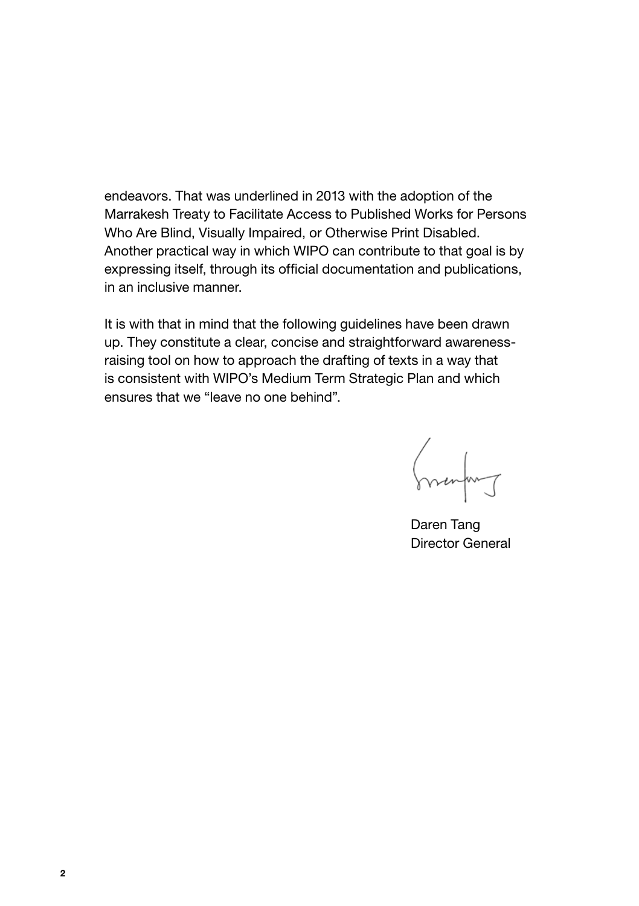endeavors. That was underlined in 2013 with the adoption of the Marrakesh Treaty to Facilitate Access to Published Works for Persons Who Are Blind, Visually Impaired, or Otherwise Print Disabled. Another practical way in which WIPO can contribute to that goal is by expressing itself, through its official documentation and publications, in an inclusive manner.

It is with that in mind that the following guidelines have been drawn up. They constitute a clear, concise and straightforward awareness-raising tool on how to approach the drafting of texts in a way that is consistent with WIPO's Medium Term Strategic Plan and which ensures that we "leave no one behind".

Daren Tang
Director General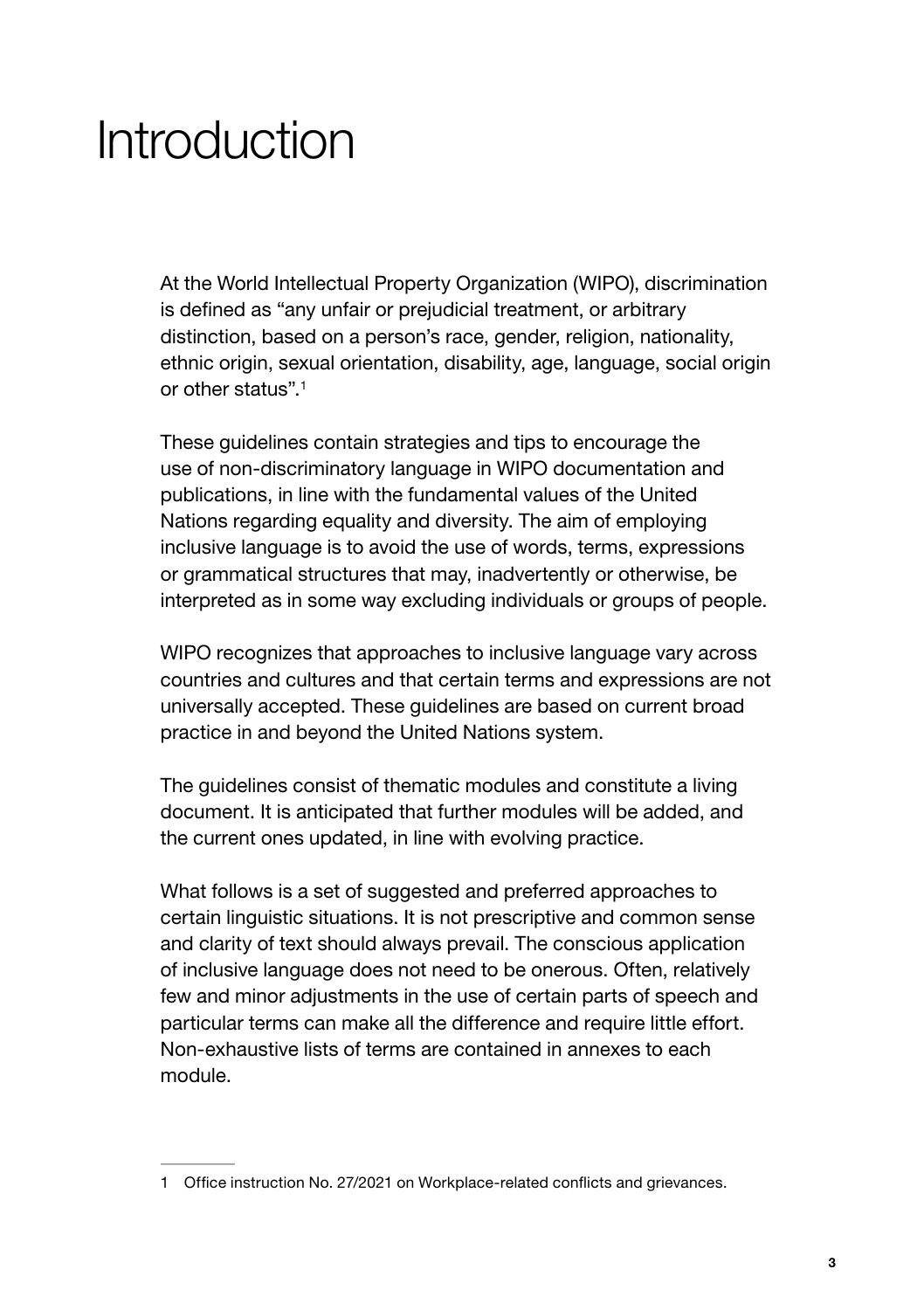# Introduction

At the World Intellectual Property Organization (WIPO), discrimination is defined as "any unfair or prejudicial treatment, or arbitrary distinction, based on a person's race, gender, religion, nationality, ethnic origin, sexual orientation, disability, age, language, social origin or other status".[1]

These guidelines contain strategies and tips to encourage the use of non-discriminatory language in WIPO documentation and publications, in line with the fundamental values of the United Nations regarding equality and diversity. The aim of employing inclusive language is to avoid the use of words, terms, expressions or grammatical structures that may, inadvertently or otherwise, be interpreted as in some way excluding individuals or groups of people.

WIPO recognizes that approaches to inclusive language vary across countries and cultures and that certain terms and expressions are not universally accepted. These guidelines are based on current broad practice in and beyond the United Nations system.

The guidelines consist of thematic modules and constitute a living document. It is anticipated that further modules will be added, and the current ones updated, in line with evolving practice.

What follows is a set of suggested and preferred approaches to certain linguistic situations. It is not prescriptive and common sense and clarity of text should always prevail. The conscious application of inclusive language does not need to be onerous. Often, relatively few and minor adjustments in the use of certain parts of speech and particular terms can make all the difference and require little effort. Non-exhaustive lists of terms are contained in annexes to each module.

---

1 Office instruction No. 27/2021 on Workplace-related conflicts and grievances.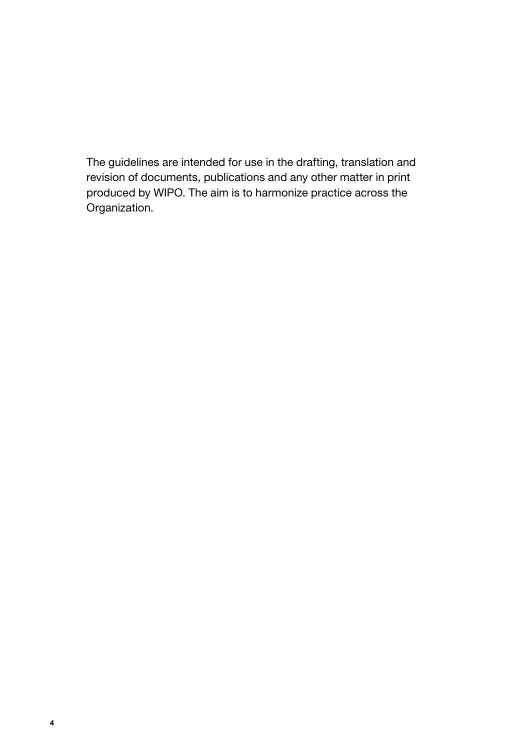The guidelines are intended for use in the drafting, translation and revision of documents, publications and any other matter in print produced by WIPO. The aim is to harmonize practice across the Organization.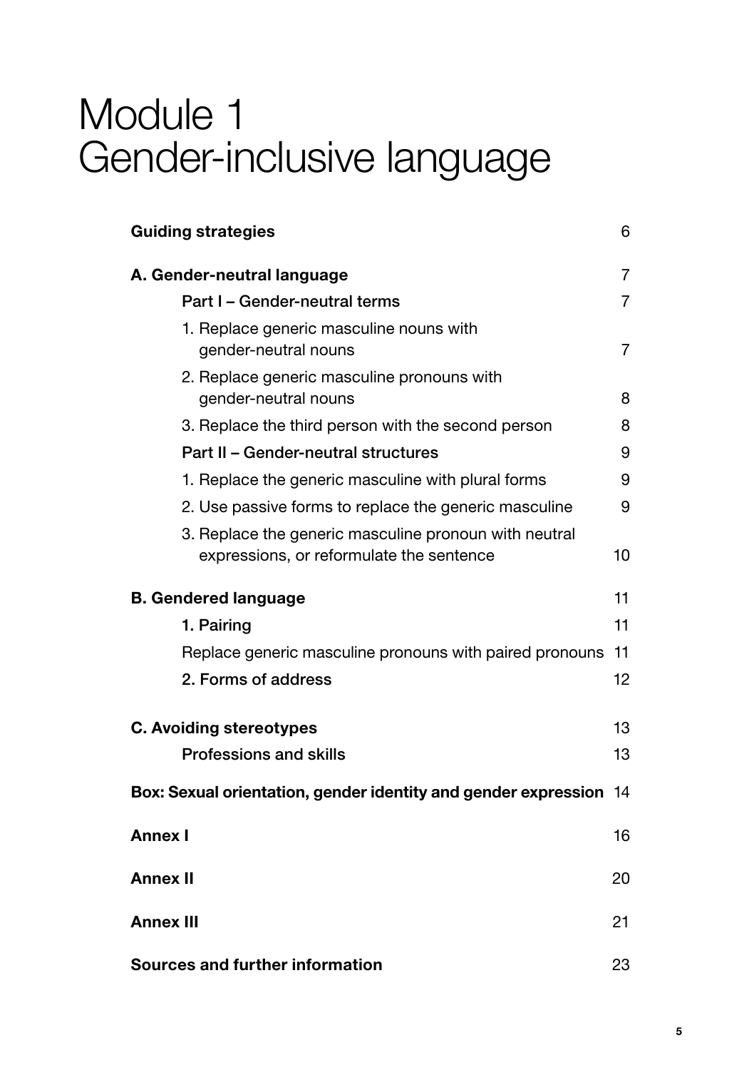# Module 1
# Gender-inclusive language

| | |
|---|---|
| **Guiding strategies** | 6 |
| **A. Gender-neutral language** | 7 |
| **Part I – Gender-neutral terms** | 7 |
| 1. Replace generic masculine nouns with gender-neutral nouns | 7 |
| 2. Replace generic masculine pronouns with gender-neutral nouns | 8 |
| 3. Replace the third person with the second person | 8 |
| **Part II – Gender-neutral structures** | 9 |
| 1. Replace the generic masculine with plural forms | 9 |
| 2. Use passive forms to replace the generic masculine | 9 |
| 3. Replace the generic masculine pronoun with neutral expressions, or reformulate the sentence | 10 |
| **B. Gendered language** | 11 |
| **1. Pairing** | 11 |
| Replace generic masculine pronouns with paired pronouns | 11 |
| **2. Forms of address** | 12 |
| **C. Avoiding stereotypes** | 13 |
| **Professions and skills** | 13 |
| **Box: Sexual orientation, gender identity and gender expression** | 14 |
| **Annex I** | 16 |
| **Annex II** | 20 |
| **Annex III** | 21 |
| **Sources and further information** | 23 |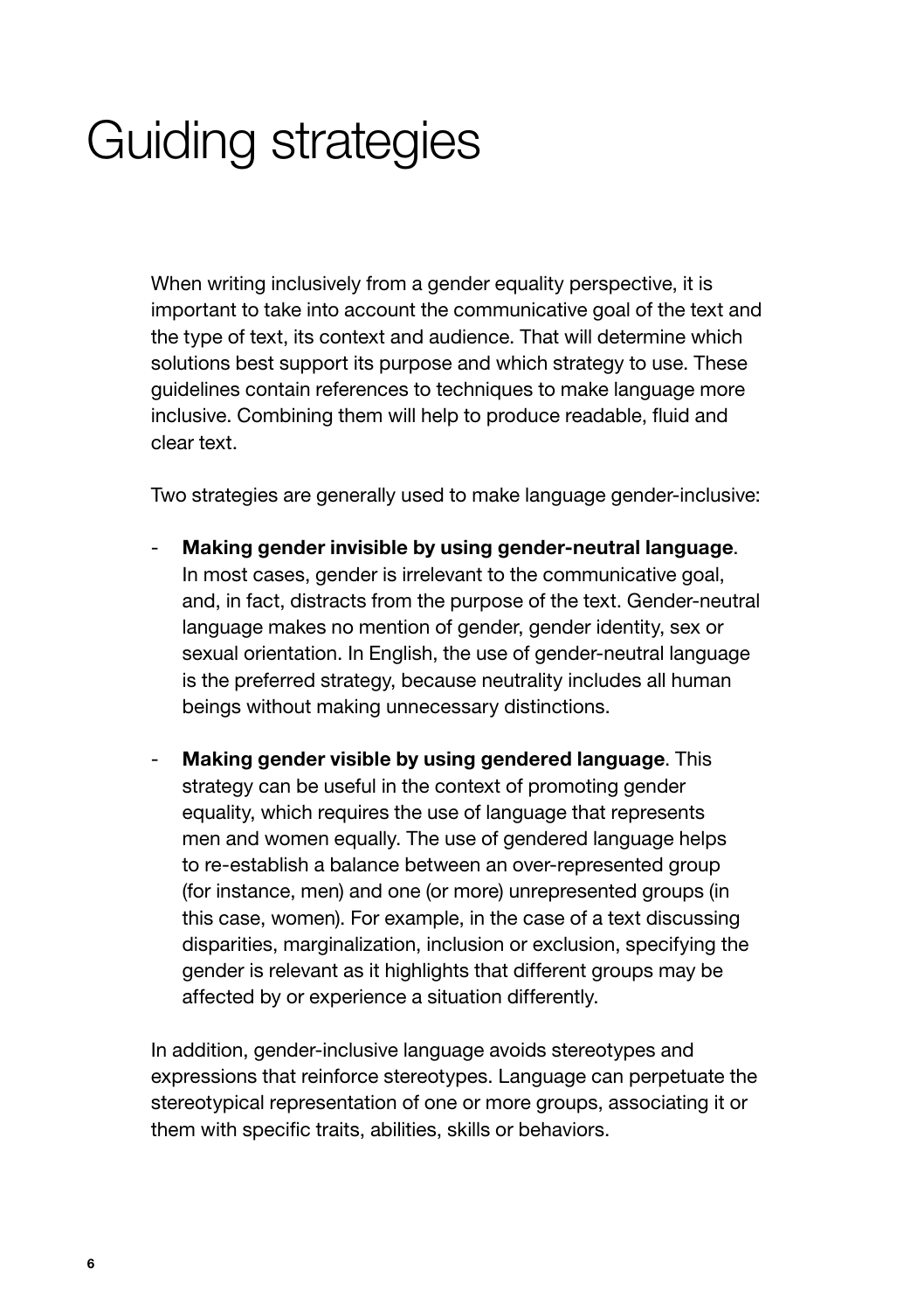# Guiding strategies

When writing inclusively from a gender equality perspective, it is important to take into account the communicative goal of the text and the type of text, its context and audience. That will determine which solutions best support its purpose and which strategy to use. These guidelines contain references to techniques to make language more inclusive. Combining them will help to produce readable, fluid and clear text.

Two strategies are generally used to make language gender-inclusive:

- **Making gender invisible by using gender-neutral language**. In most cases, gender is irrelevant to the communicative goal, and, in fact, distracts from the purpose of the text. Gender-neutral language makes no mention of gender, gender identity, sex or sexual orientation. In English, the use of gender-neutral language is the preferred strategy, because neutrality includes all human beings without making unnecessary distinctions.

- **Making gender visible by using gendered language**. This strategy can be useful in the context of promoting gender equality, which requires the use of language that represents men and women equally. The use of gendered language helps to re-establish a balance between an over-represented group (for instance, men) and one (or more) unrepresented groups (in this case, women). For example, in the case of a text discussing disparities, marginalization, inclusion or exclusion, specifying the gender is relevant as it highlights that different groups may be affected by or experience a situation differently.

In addition, gender-inclusive language avoids stereotypes and expressions that reinforce stereotypes. Language can perpetuate the stereotypical representation of one or more groups, associating it or them with specific traits, abilities, skills or behaviors.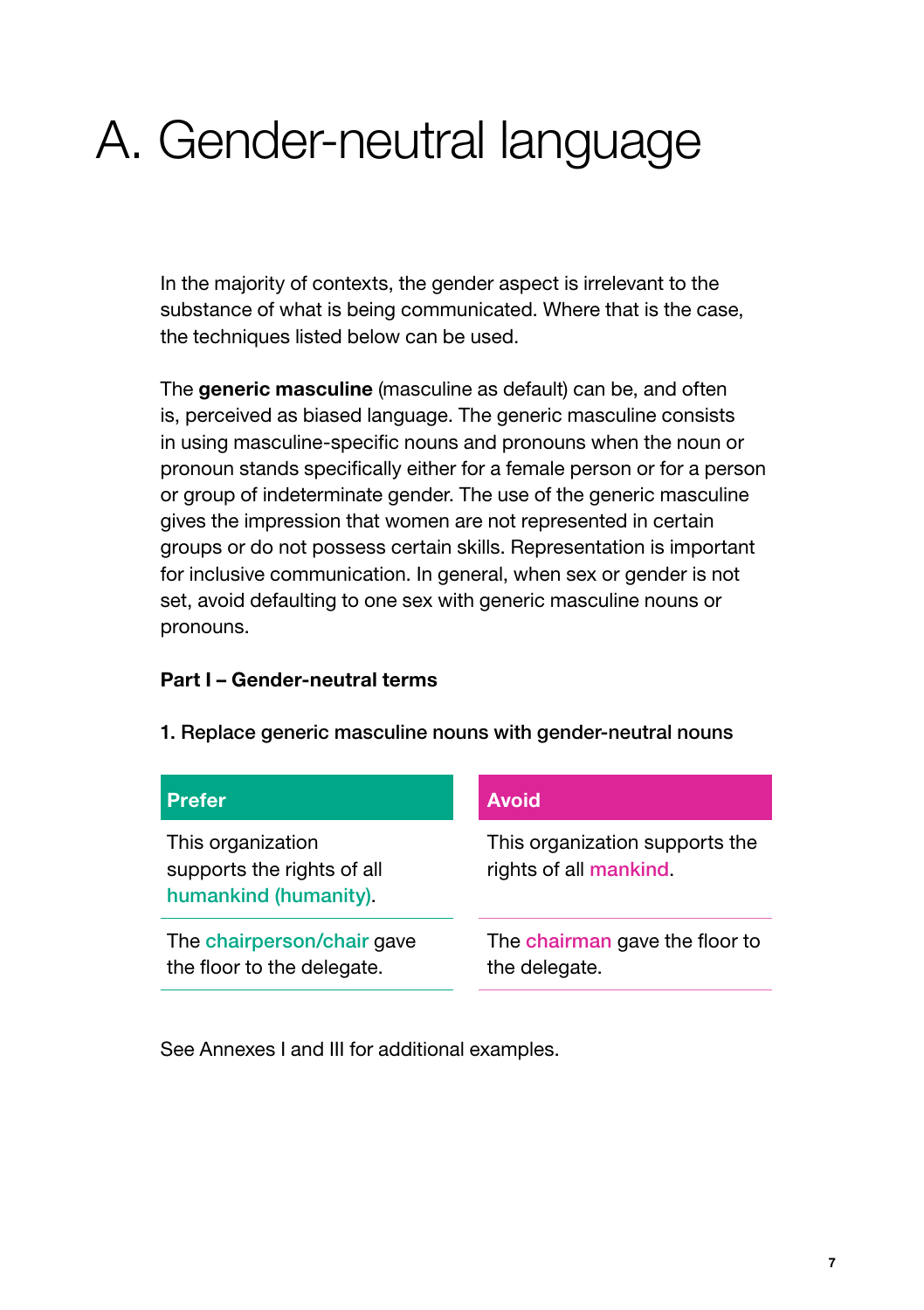# A. Gender-neutral language

In the majority of contexts, the gender aspect is irrelevant to the substance of what is being communicated. Where that is the case, the techniques listed below can be used.

The **generic masculine** (masculine as default) can be, and often is, perceived as biased language. The generic masculine consists in using masculine-specific nouns and pronouns when the noun or pronoun stands specifically either for a female person or for a person or group of indeterminate gender. The use of the generic masculine gives the impression that women are not represented in certain groups or do not possess certain skills. Representation is important for inclusive communication. In general, when sex or gender is not set, avoid defaulting to one sex with generic masculine nouns or pronouns.

**Part I – Gender-neutral terms**

1. Replace generic masculine nouns with gender-neutral nouns

| Prefer | Avoid |
| --- | --- |
| This organization supports the rights of all humankind (humanity). | This organization supports the rights of all mankind. |
| The chairperson/chair gave the floor to the delegate. | The chairman gave the floor to the delegate. |

See Annexes I and III for additional examples.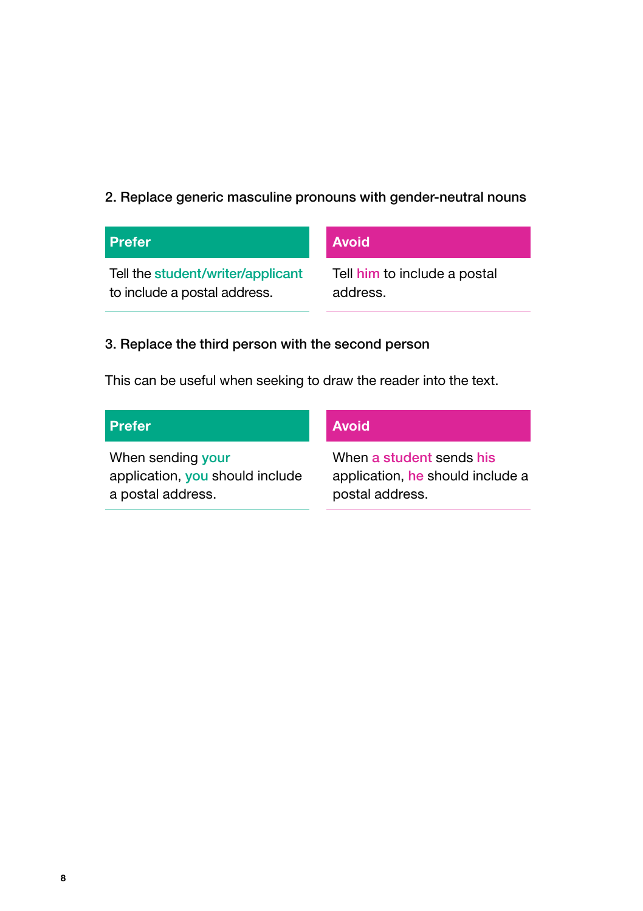## 2. Replace generic masculine pronouns with gender-neutral nouns

| Prefer | Avoid |
| --- | --- |
| Tell the student/writer/applicant to include a postal address. | Tell him to include a postal address. |

## 3. Replace the third person with the second person

This can be useful when seeking to draw the reader into the text.

| Prefer | Avoid |
| --- | --- |
| When sending your application, you should include a postal address. | When a student sends his application, he should include a postal address. |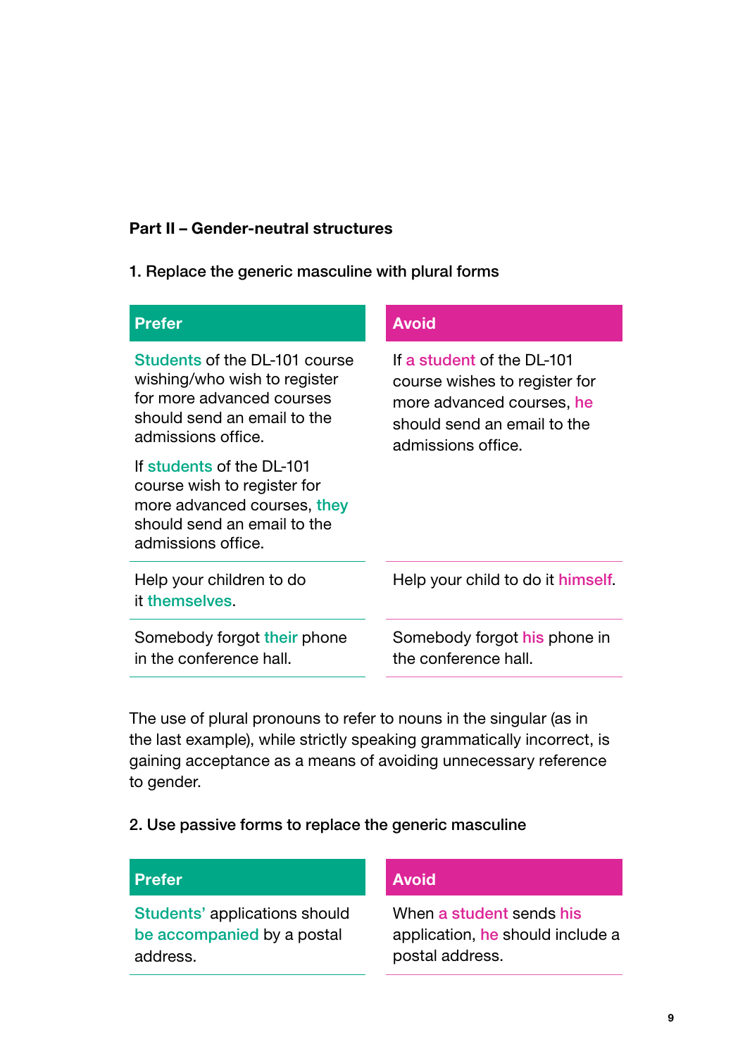## Part II – Gender-neutral structures

### 1. Replace the generic masculine with plural forms

| Prefer | Avoid |
|---|---|
| Students of the DL-101 course wishing/who wish to register for more advanced courses should send an email to the admissions office.<br><br>If students of the DL-101 course wish to register for more advanced courses, they should send an email to the admissions office. | If a student of the DL-101 course wishes to register for more advanced courses, he should send an email to the admissions office. |
| Help your children to do it themselves. | Help your child to do it himself. |
| Somebody forgot their phone in the conference hall. | Somebody forgot his phone in the conference hall. |

The use of plural pronouns to refer to nouns in the singular (as in the last example), while strictly speaking grammatically incorrect, is gaining acceptance as a means of avoiding unnecessary reference to gender.

### 2. Use passive forms to replace the generic masculine

| Prefer | Avoid |
|---|---|
| Students' applications should be accompanied by a postal address. | When a student sends his application, he should include a postal address. |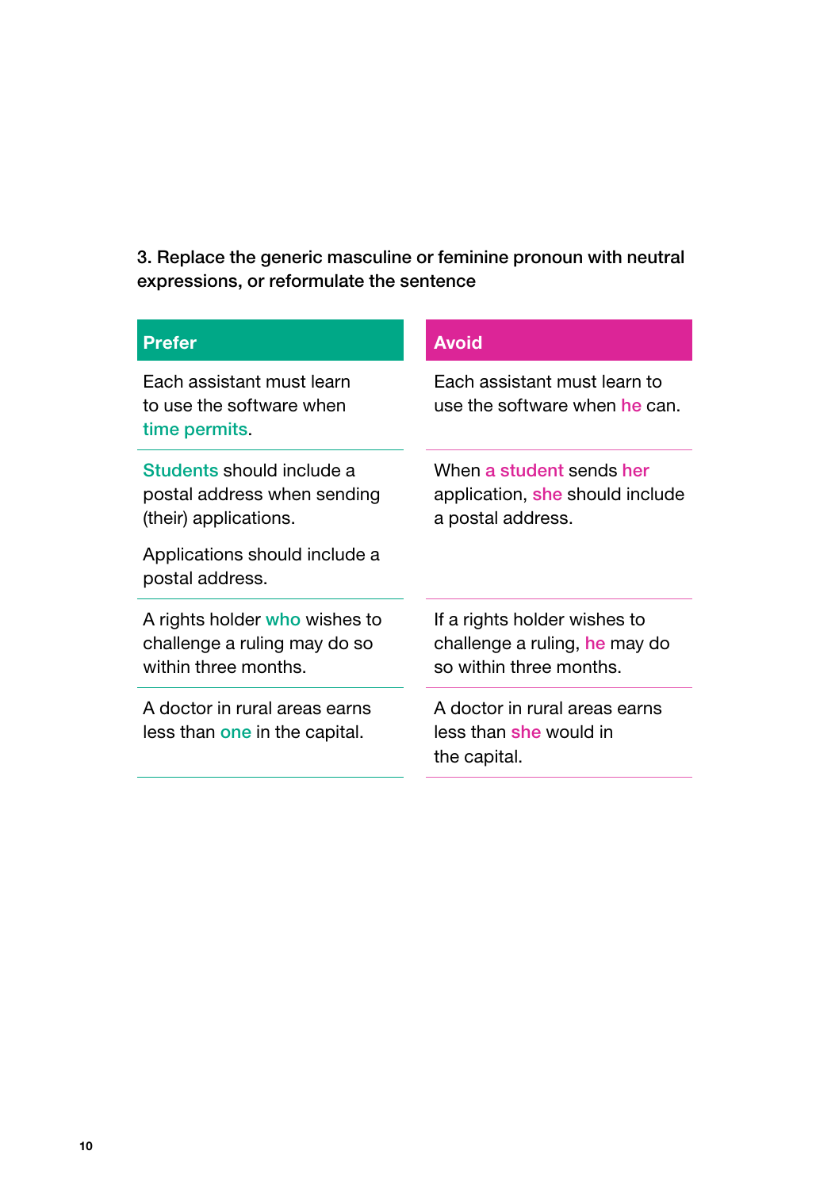### 3. Replace the generic masculine or feminine pronoun with neutral expressions, or reformulate the sentence

| Prefer | Avoid |
|---|---|
| Each assistant must learn to use the software when time permits. | Each assistant must learn to use the software when he can. |
| Students should include a postal address when sending (their) applications.<br><br>Applications should include a postal address. | When a student sends her application, she should include a postal address. |
| A rights holder who wishes to challenge a ruling may do so within three months. | If a rights holder wishes to challenge a ruling, he may do so within three months. |
| A doctor in rural areas earns less than one in the capital. | A doctor in rural areas earns less than she would in the capital. |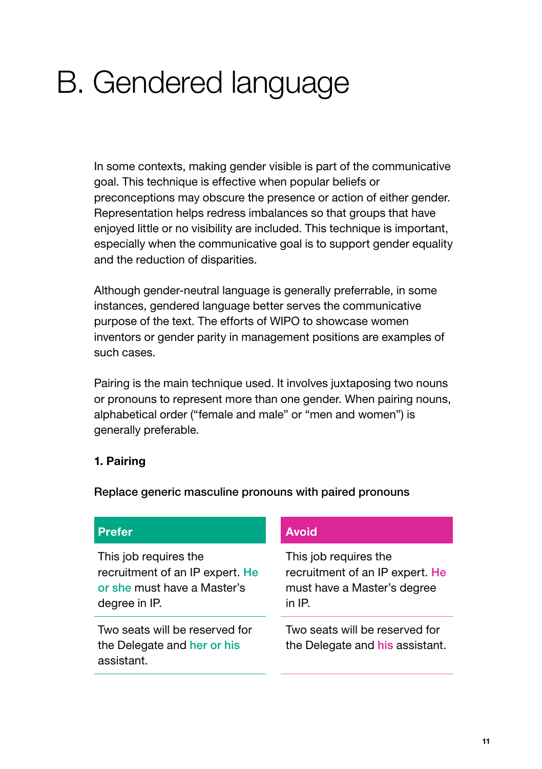# B. Gendered language

In some contexts, making gender visible is part of the communicative goal. This technique is effective when popular beliefs or preconceptions may obscure the presence or action of either gender. Representation helps redress imbalances so that groups that have enjoyed little or no visibility are included. This technique is important, especially when the communicative goal is to support gender equality and the reduction of disparities.

Although gender-neutral language is generally preferrable, in some instances, gendered language better serves the communicative purpose of the text. The efforts of WIPO to showcase women inventors or gender parity in management positions are examples of such cases.

Pairing is the main technique used. It involves juxtaposing two nouns or pronouns to represent more than one gender. When pairing nouns, alphabetical order ("female and male" or "men and women") is generally preferable.

**1. Pairing**

**Replace generic masculine pronouns with paired pronouns**

| Prefer | Avoid |
| --- | --- |
| This job requires the recruitment of an IP expert. He or she must have a Master's degree in IP. | This job requires the recruitment of an IP expert. He must have a Master's degree in IP. |
| Two seats will be reserved for the Delegate and her or his assistant. | Two seats will be reserved for the Delegate and his assistant. |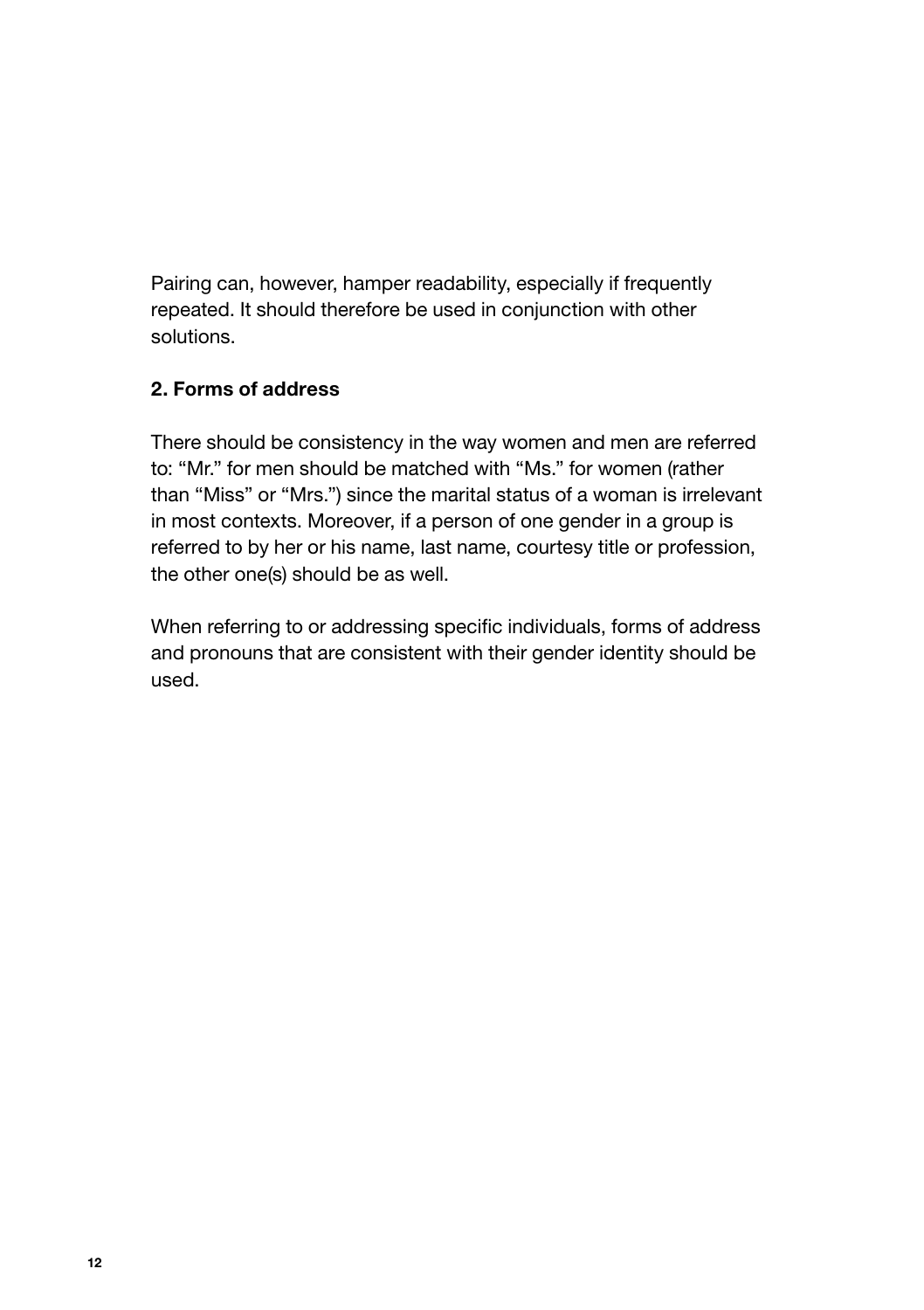Pairing can, however, hamper readability, especially if frequently repeated. It should therefore be used in conjunction with other solutions.

**2. Forms of address**

There should be consistency in the way women and men are referred to: "Mr." for men should be matched with "Ms." for women (rather than "Miss" or "Mrs.") since the marital status of a woman is irrelevant in most contexts. Moreover, if a person of one gender in a group is referred to by her or his name, last name, courtesy title or profession, the other one(s) should be as well.

When referring to or addressing specific individuals, forms of address and pronouns that are consistent with their gender identity should be used.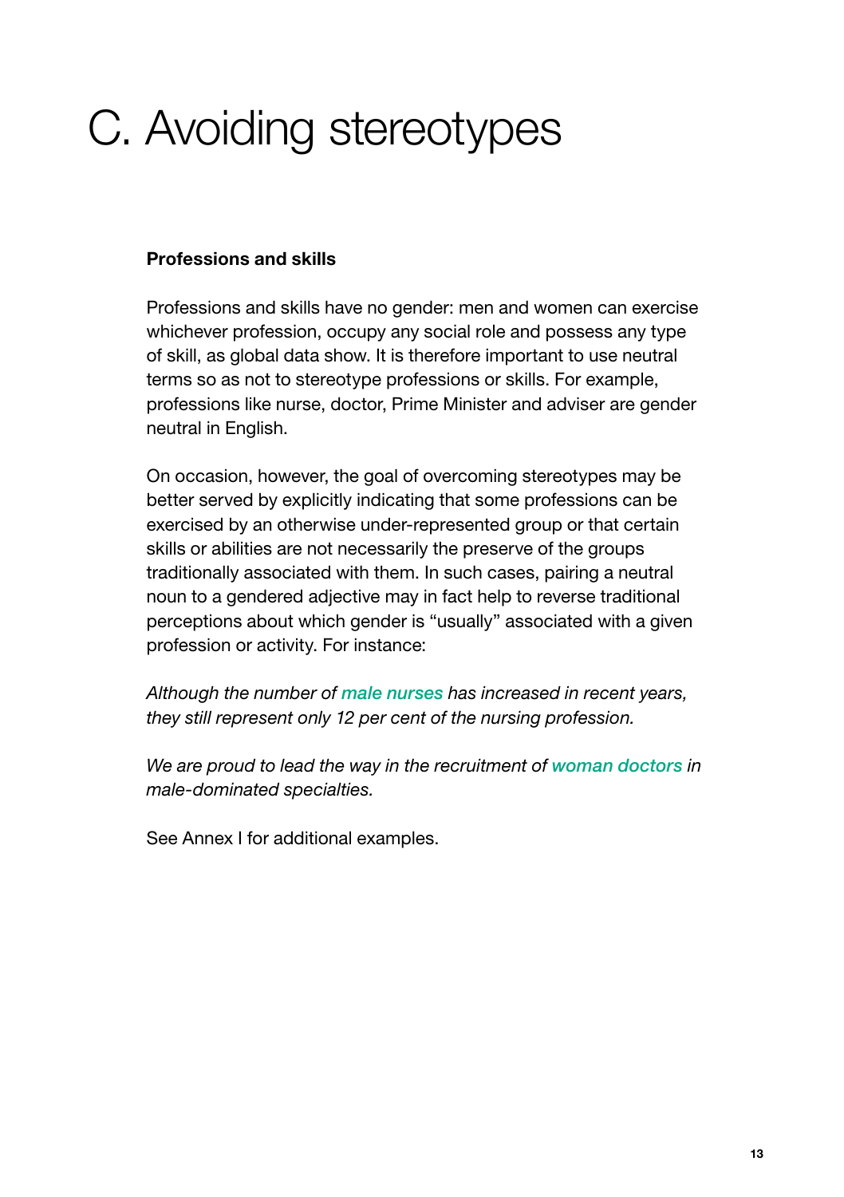# C. Avoiding stereotypes

**Professions and skills**

Professions and skills have no gender: men and women can exercise whichever profession, occupy any social role and possess any type of skill, as global data show. It is therefore important to use neutral terms so as not to stereotype professions or skills. For example, professions like nurse, doctor, Prime Minister and adviser are gender neutral in English.

On occasion, however, the goal of overcoming stereotypes may be better served by explicitly indicating that some professions can be exercised by an otherwise under-represented group or that certain skills or abilities are not necessarily the preserve of the groups traditionally associated with them. In such cases, pairing a neutral noun to a gendered adjective may in fact help to reverse traditional perceptions about which gender is "usually" associated with a given profession or activity. For instance:

*Although the number of **male nurses** has increased in recent years, they still represent only 12 per cent of the nursing profession.*

*We are proud to lead the way in the recruitment of **woman doctors** in male-dominated specialties.*

See Annex I for additional examples.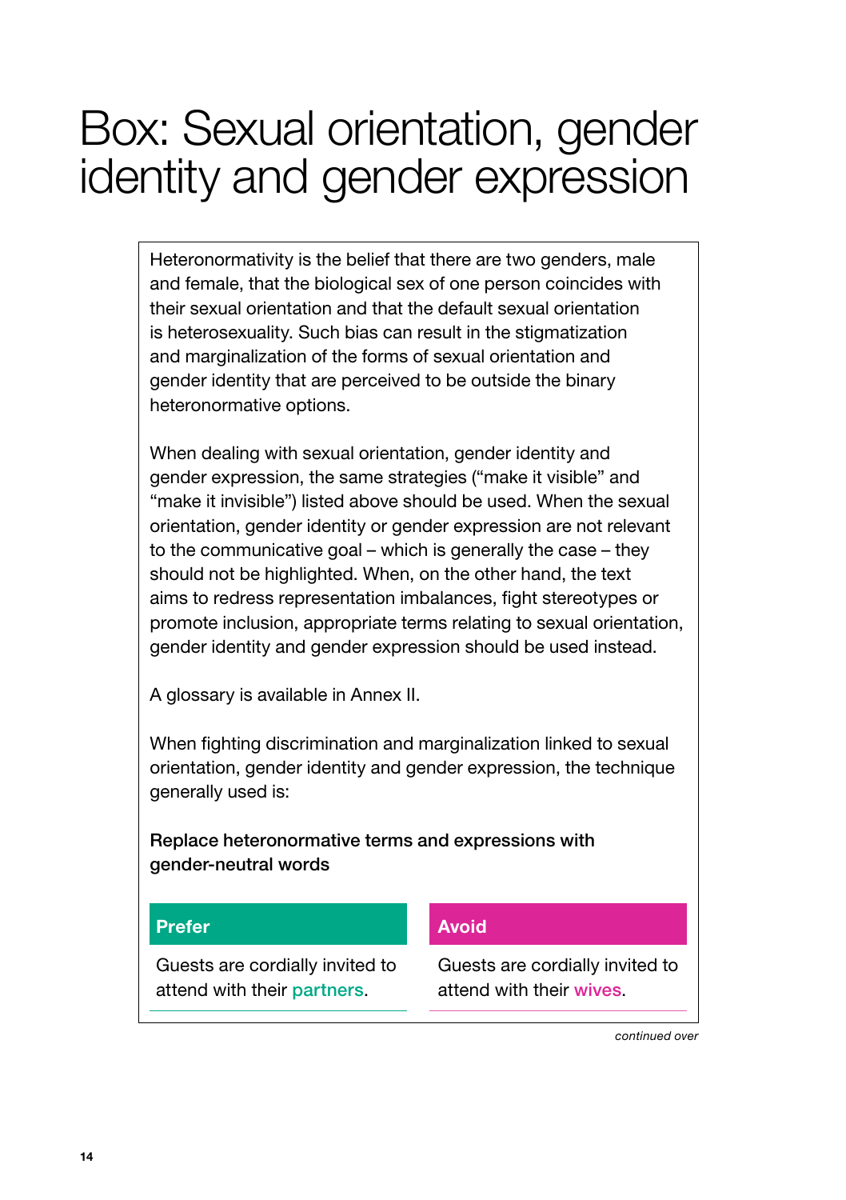# Box: Sexual orientation, gender identity and gender expression

Heteronormativity is the belief that there are two genders, male and female, that the biological sex of one person coincides with their sexual orientation and that the default sexual orientation is heterosexuality. Such bias can result in the stigmatization and marginalization of the forms of sexual orientation and gender identity that are perceived to be outside the binary heteronormative options.

When dealing with sexual orientation, gender identity and gender expression, the same strategies ("make it visible" and "make it invisible") listed above should be used. When the sexual orientation, gender identity or gender expression are not relevant to the communicative goal – which is generally the case – they should not be highlighted. When, on the other hand, the text aims to redress representation imbalances, fight stereotypes or promote inclusion, appropriate terms relating to sexual orientation, gender identity and gender expression should be used instead.

A glossary is available in Annex II.

When fighting discrimination and marginalization linked to sexual orientation, gender identity and gender expression, the technique generally used is:

**Replace heteronormative terms and expressions with gender-neutral words**

| Prefer | Avoid |
| --- | --- |
| Guests are cordially invited to attend with their partners. | Guests are cordially invited to attend with their wives. |

*continued over*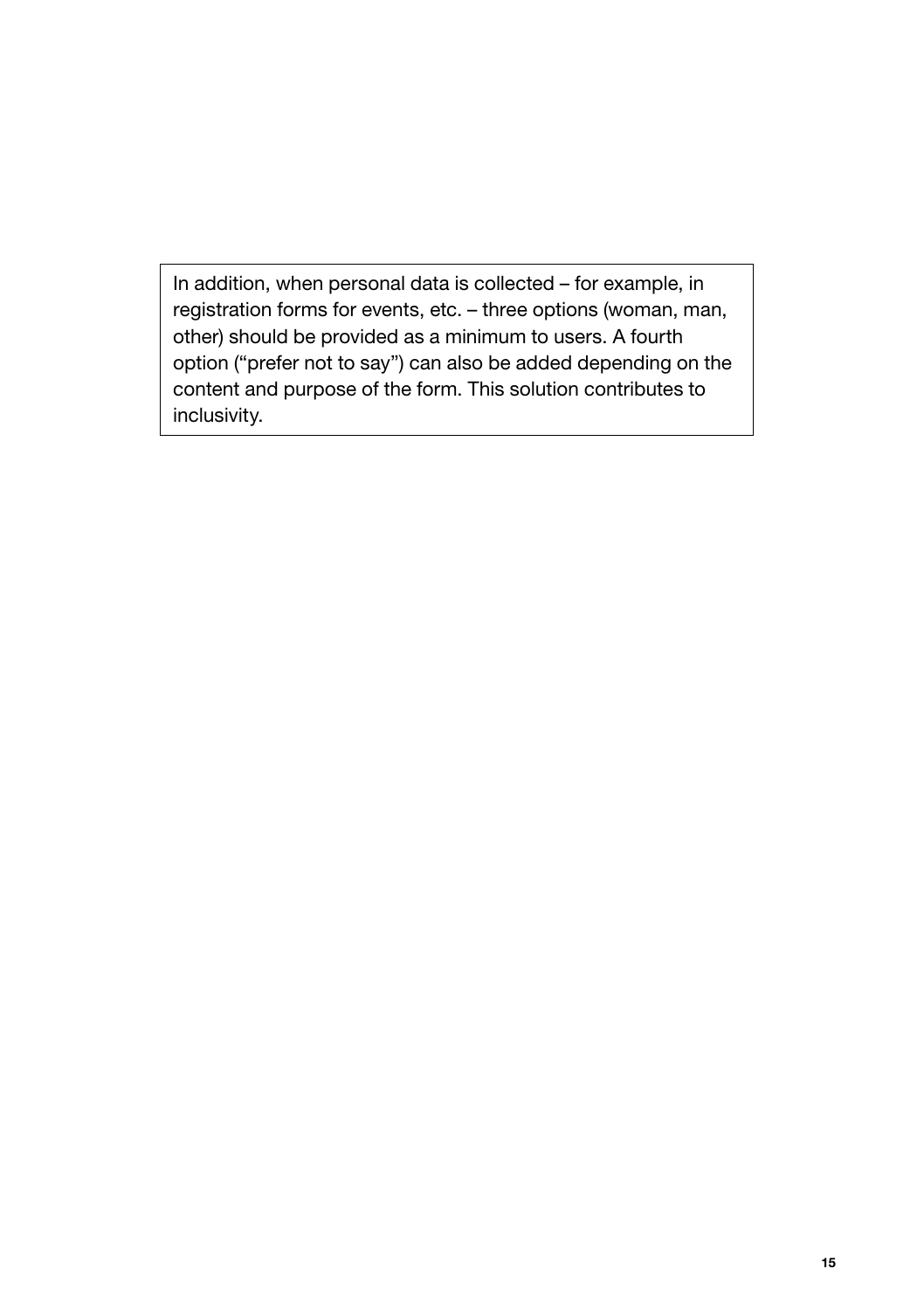In addition, when personal data is collected – for example, in registration forms for events, etc. – three options (woman, man, other) should be provided as a minimum to users. A fourth option ("prefer not to say") can also be added depending on the content and purpose of the form. This solution contributes to inclusivity.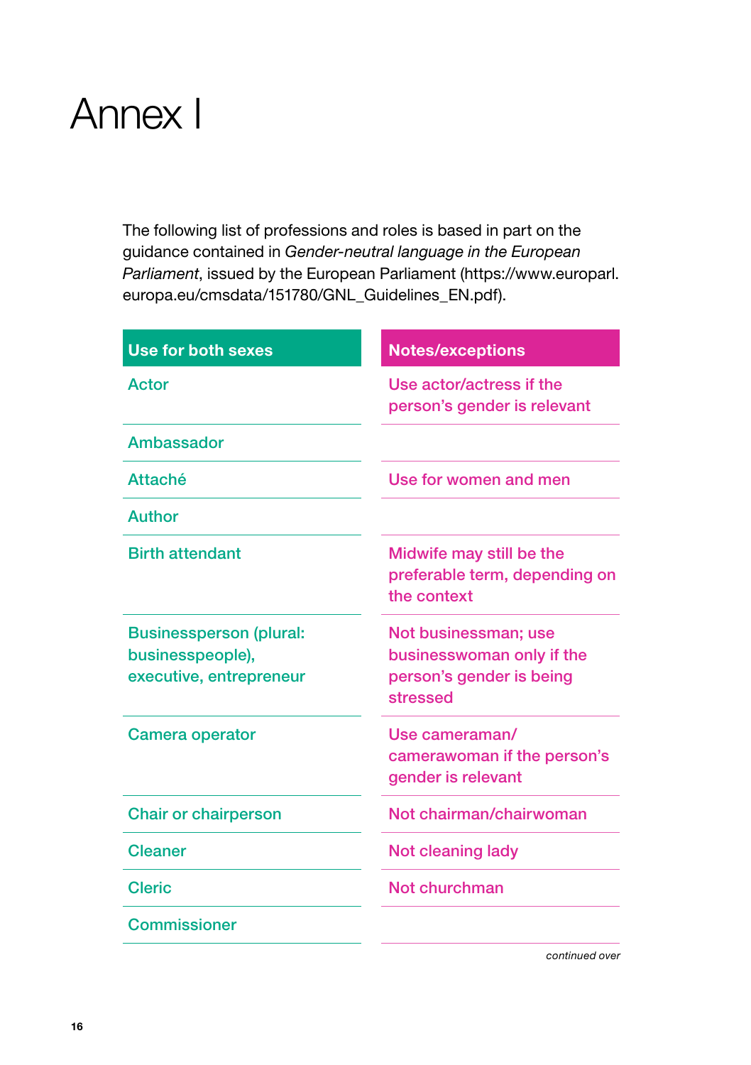# Annex I

The following list of professions and roles is based in part on the guidance contained in *Gender-neutral language in the European Parliament*, issued by the European Parliament (https://www.europarl.europa.eu/cmsdata/151780/GNL_Guidelines_EN.pdf).

| Use for both sexes | Notes/exceptions |
|---|---|
| Actor | Use actor/actress if the person's gender is relevant |
| Ambassador | |
| Attaché | Use for women and men |
| Author | |
| Birth attendant | Midwife may still be the preferable term, depending on the context |
| Businessperson (plural: businesspeople), executive, entrepreneur | Not businessman; use businesswoman only if the person's gender is being stressed |
| Camera operator | Use cameraman/camerawoman if the person's gender is relevant |
| Chair or chairperson | Not chairman/chairwoman |
| Cleaner | Not cleaning lady |
| Cleric | Not churchman |
| Commissioner | |

*continued over*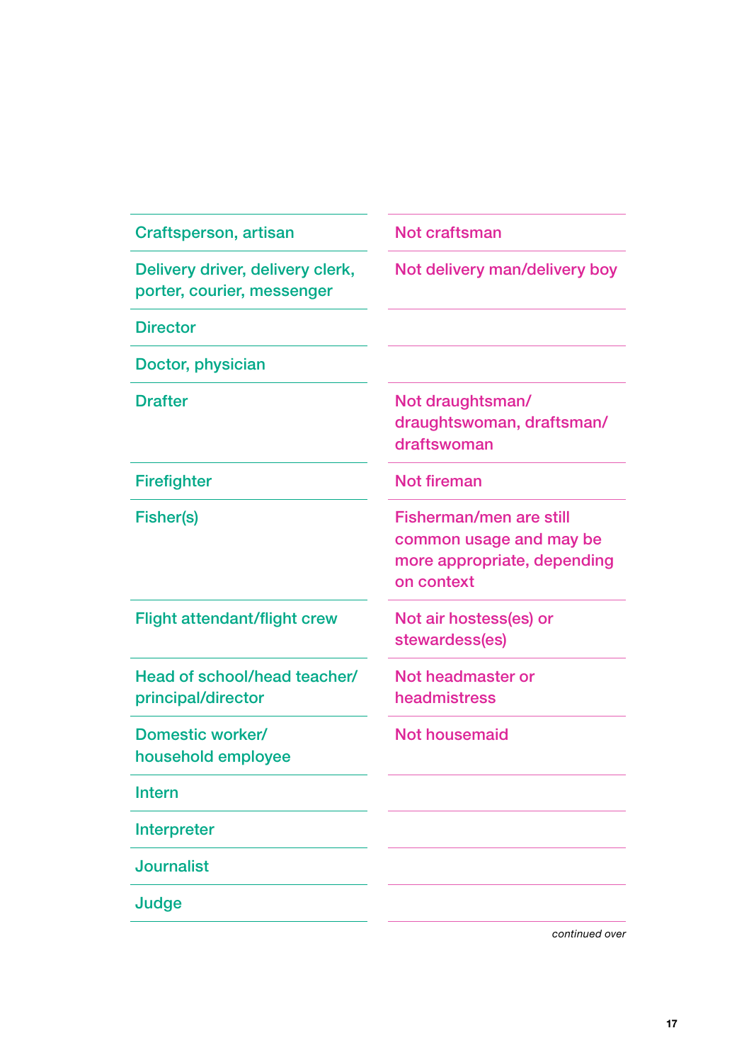| | |
|---|---|
| Craftsperson, artisan | Not craftsman |
| Delivery driver, delivery clerk, porter, courier, messenger | Not delivery man/delivery boy |
| Director | |
| Doctor, physician | |
| Drafter | Not draughtsman/ draughtswoman, draftsman/ draftswoman |
| Firefighter | Not fireman |
| Fisher(s) | Fisherman/men are still common usage and may be more appropriate, depending on context |
| Flight attendant/flight crew | Not air hostess(es) or stewardess(es) |
| Head of school/head teacher/ principal/director | Not headmaster or headmistress |
| Domestic worker/ household employee | Not housemaid |
| Intern | |
| Interpreter | |
| Journalist | |
| Judge | |

*continued over*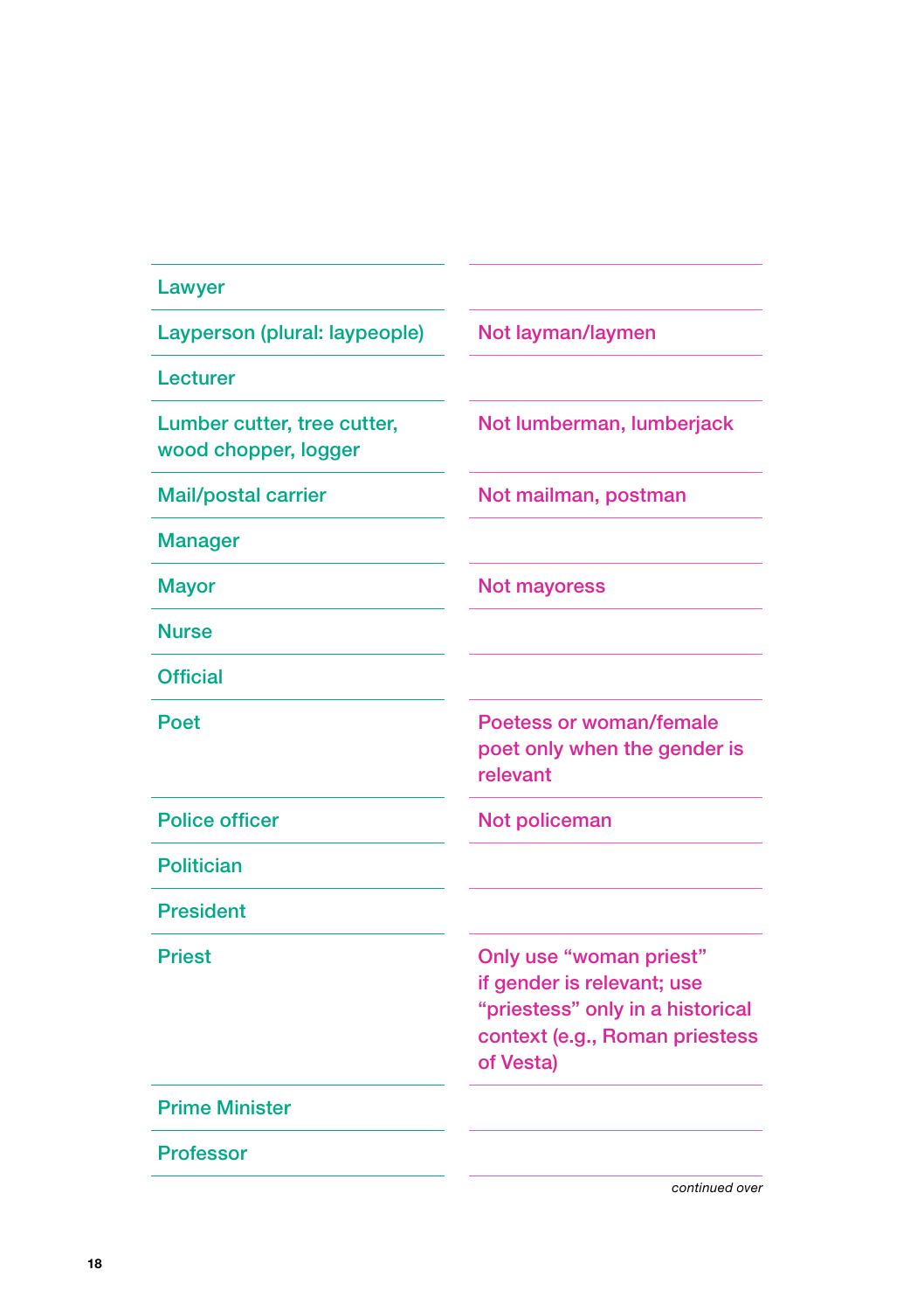| | |
|---|---|
| Lawyer | |
| Layperson (plural: laypeople) | Not layman/laymen |
| Lecturer | |
| Lumber cutter, tree cutter, wood chopper, logger | Not lumberman, lumberjack |
| Mail/postal carrier | Not mailman, postman |
| Manager | |
| Mayor | Not mayoress |
| Nurse | |
| Official | |
| Poet | Poetess or woman/female poet only when the gender is relevant |
| Police officer | Not policeman |
| Politician | |
| President | |
| Priest | Only use “woman priest” if gender is relevant; use “priestess” only in a historical context (e.g., Roman priestess of Vesta) |
| Prime Minister | |
| Professor | |

*continued over*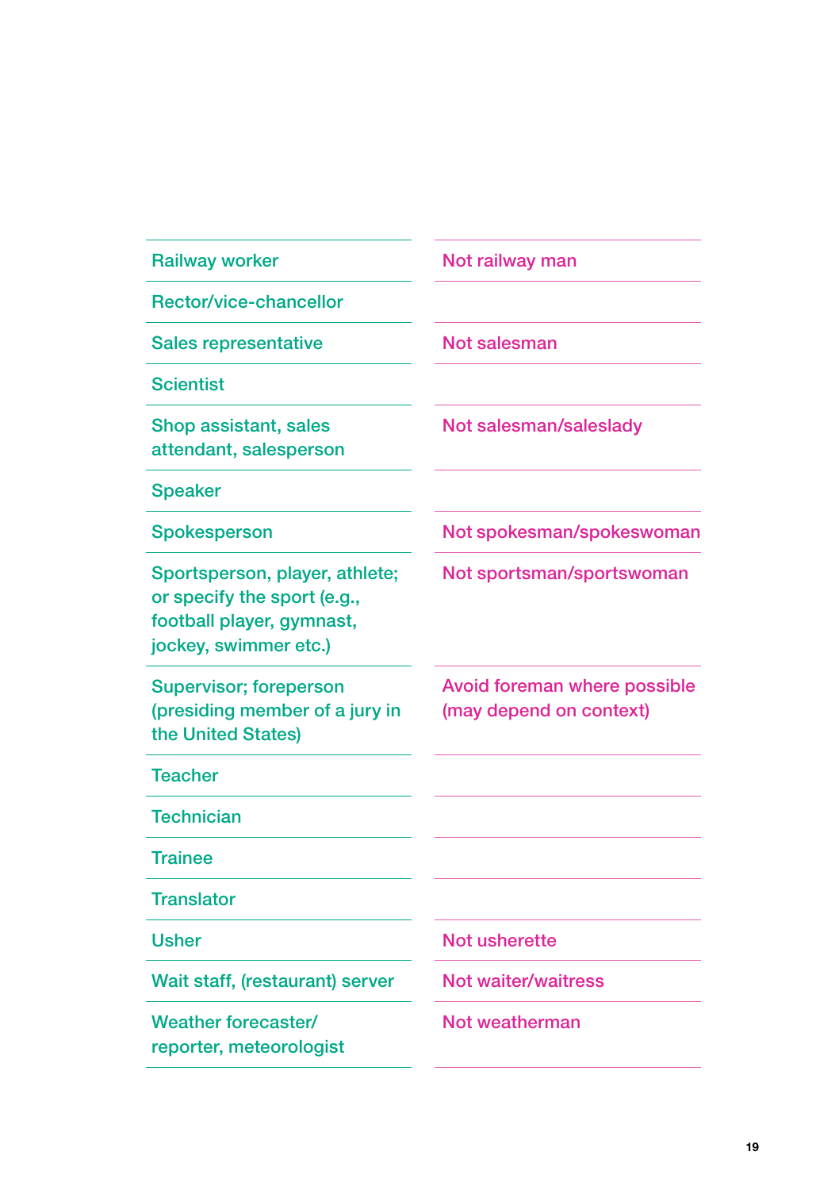| | |
|---|---|
| Railway worker | Not railway man |
| Rector/vice-chancellor | |
| Sales representative | Not salesman |
| Scientist | |
| Shop assistant, sales attendant, salesperson | Not salesman/saleslady |
| Speaker | |
| Spokesperson | Not spokesman/spokeswoman |
| Sportsperson, player, athlete; or specify the sport (e.g., football player, gymnast, jockey, swimmer etc.) | Not sportsman/sportswoman |
| Supervisor; foreperson (presiding member of a jury in the United States) | Avoid foreman where possible (may depend on context) |
| Teacher | |
| Technician | |
| Trainee | |
| Translator | |
| Usher | Not usherette |
| Wait staff, (restaurant) server | Not waiter/waitress |
| Weather forecaster/ reporter, meteorologist | Not weatherman |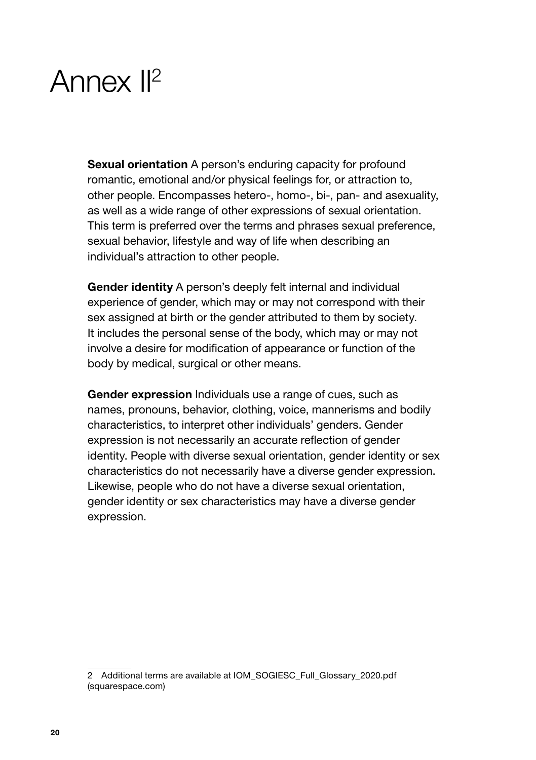# Annex II[2]

**Sexual orientation** A person's enduring capacity for profound romantic, emotional and/or physical feelings for, or attraction to, other people. Encompasses hetero-, homo-, bi-, pan- and asexuality, as well as a wide range of other expressions of sexual orientation. This term is preferred over the terms and phrases sexual preference, sexual behavior, lifestyle and way of life when describing an individual's attraction to other people.

**Gender identity** A person's deeply felt internal and individual experience of gender, which may or may not correspond with their sex assigned at birth or the gender attributed to them by society. It includes the personal sense of the body, which may or may not involve a desire for modification of appearance or function of the body by medical, surgical or other means.

**Gender expression** Individuals use a range of cues, such as names, pronouns, behavior, clothing, voice, mannerisms and bodily characteristics, to interpret other individuals' genders. Gender expression is not necessarily an accurate reflection of gender identity. People with diverse sexual orientation, gender identity or sex characteristics do not necessarily have a diverse gender expression. Likewise, people who do not have a diverse sexual orientation, gender identity or sex characteristics may have a diverse gender expression.

---

2 Additional terms are available at IOM_SOGIESC_Full_Glossary_2020.pdf (squarespace.com)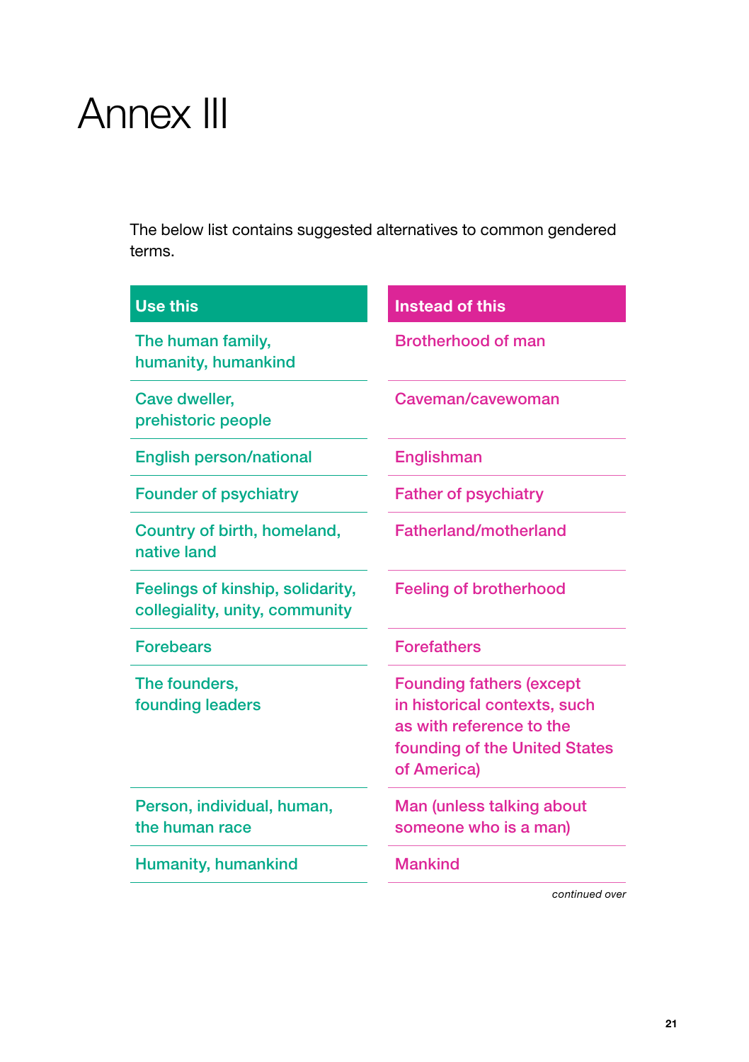# Annex III

The below list contains suggested alternatives to common gendered terms.

| Use this | Instead of this |
|---|---|
| The human family, humanity, humankind | Brotherhood of man |
| Cave dweller, prehistoric people | Caveman/cavewoman |
| English person/national | Englishman |
| Founder of psychiatry | Father of psychiatry |
| Country of birth, homeland, native land | Fatherland/motherland |
| Feelings of kinship, solidarity, collegiality, unity, community | Feeling of brotherhood |
| Forebears | Forefathers |
| The founders, founding leaders | Founding fathers (except in historical contexts, such as with reference to the founding of the United States of America) |
| Person, individual, human, the human race | Man (unless talking about someone who is a man) |
| Humanity, humankind | Mankind |

*continued over*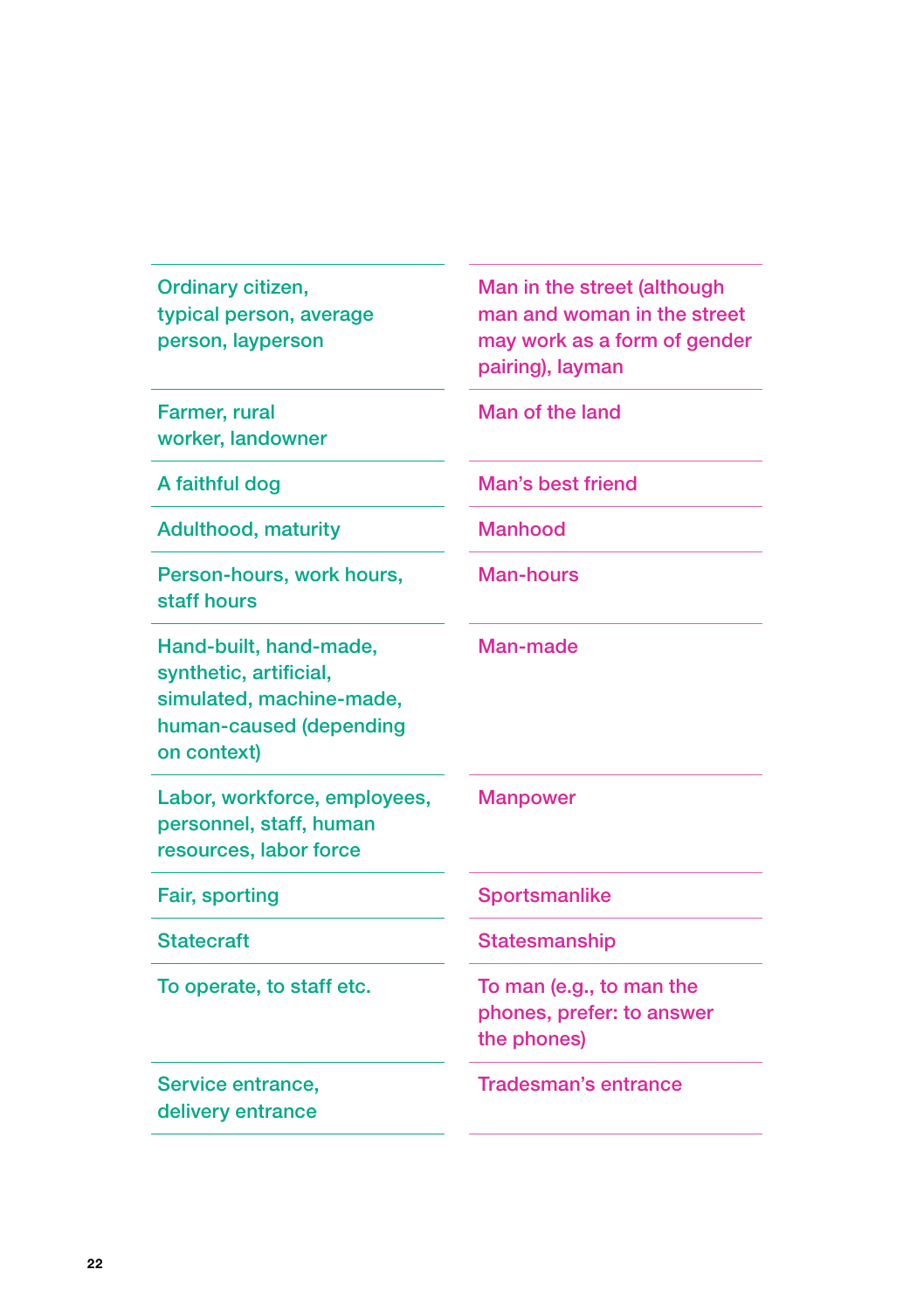| | |
|---|---|
| Ordinary citizen, typical person, average person, layperson | Man in the street (although man and woman in the street may work as a form of gender pairing), layman |
| Farmer, rural worker, landowner | Man of the land |
| A faithful dog | Man's best friend |
| Adulthood, maturity | Manhood |
| Person-hours, work hours, staff hours | Man-hours |
| Hand-built, hand-made, synthetic, artificial, simulated, machine-made, human-caused (depending on context) | Man-made |
| Labor, workforce, employees, personnel, staff, human resources, labor force | Manpower |
| Fair, sporting | Sportsmanlike |
| Statecraft | Statesmanship |
| To operate, to staff etc. | To man (e.g., to man the phones, prefer: to answer the phones) |
| Service entrance, delivery entrance | Tradesman's entrance |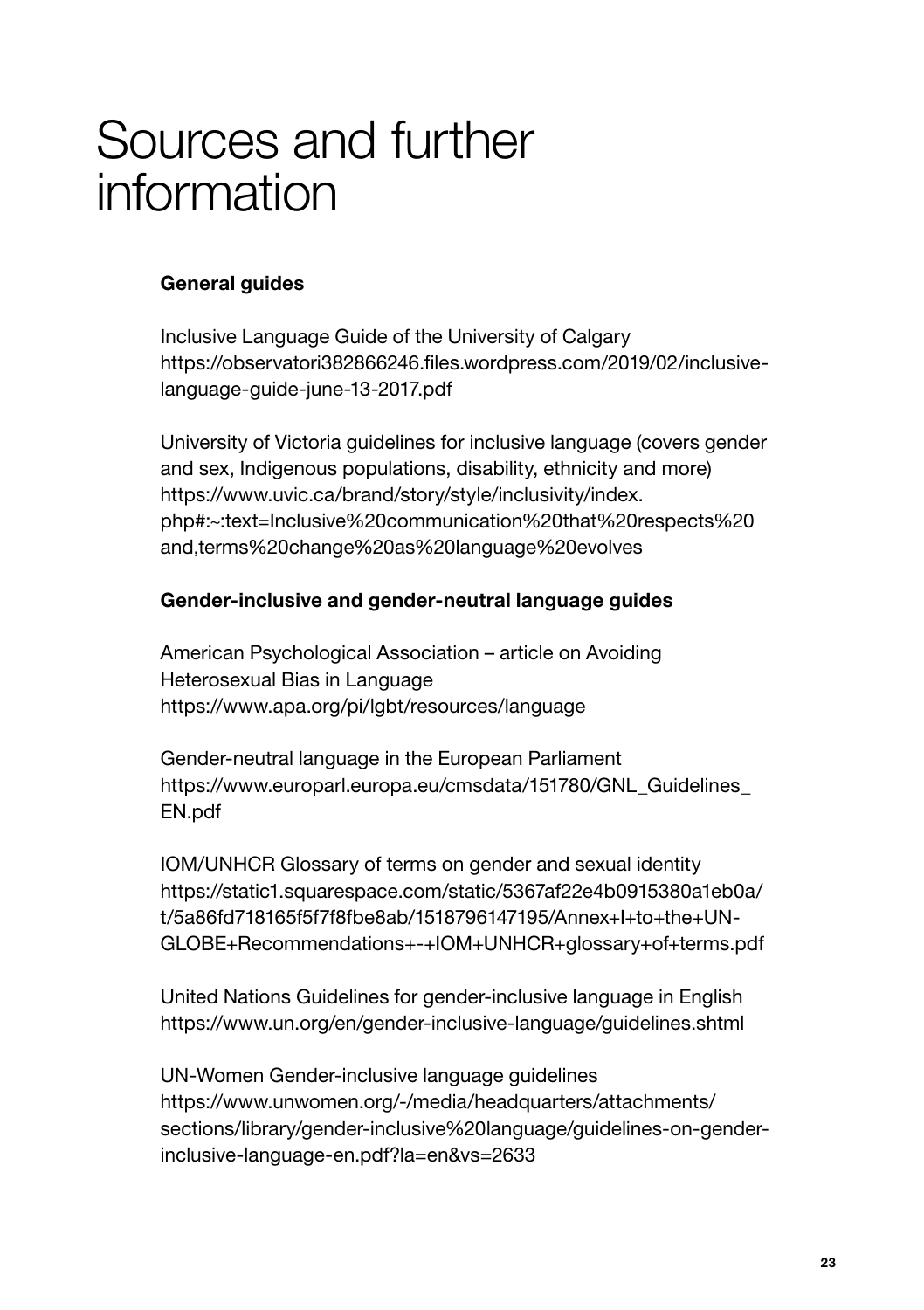# Sources and further information

### General guides

Inclusive Language Guide of the University of Calgary
https://observatori382866246.files.wordpress.com/2019/02/inclusive-language-guide-june-13-2017.pdf

University of Victoria guidelines for inclusive language (covers gender and sex, Indigenous populations, disability, ethnicity and more)
https://www.uvic.ca/brand/story/style/inclusivity/index.php#:~:text=Inclusive%20communication%20that%20respects%20and,terms%20change%20as%20language%20evolves

### Gender-inclusive and gender-neutral language guides

American Psychological Association – article on Avoiding Heterosexual Bias in Language
https://www.apa.org/pi/lgbt/resources/language

Gender-neutral language in the European Parliament
https://www.europarl.europa.eu/cmsdata/151780/GNL_Guidelines_EN.pdf

IOM/UNHCR Glossary of terms on gender and sexual identity
https://static1.squarespace.com/static/5367af22e4b0915380a1eb0a/t/5a86fd718165f5f7f8fbe8ab/1518796147195/Annex+I+to+the+UN-GLOBE+Recommendations+-+IOM+UNHCR+glossary+of+terms.pdf

United Nations Guidelines for gender-inclusive language in English
https://www.un.org/en/gender-inclusive-language/guidelines.shtml

UN-Women Gender-inclusive language guidelines
https://www.unwomen.org/-/media/headquarters/attachments/sections/library/gender-inclusive%20language/guidelines-on-gender-inclusive-language-en.pdf?la=en&vs=2633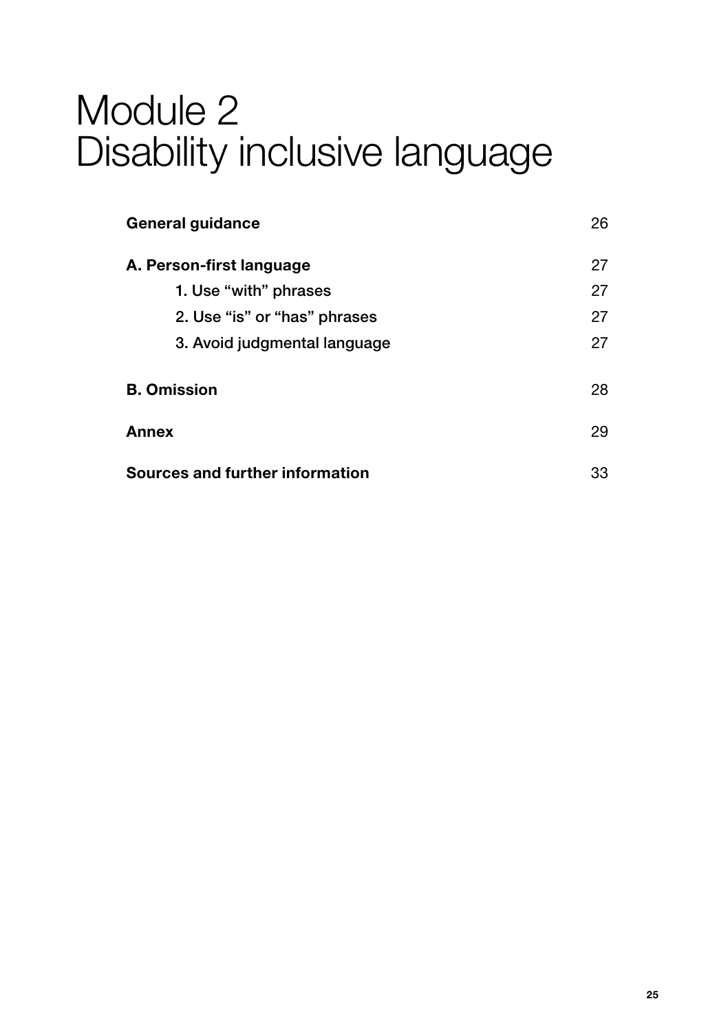# Module 2
# Disability inclusive language

| | |
|---|---|
| **General guidance** | 26 |
| **A. Person-first language** | 27 |
| 1. Use "with" phrases | 27 |
| 2. Use "is" or "has" phrases | 27 |
| 3. Avoid judgmental language | 27 |
| **B. Omission** | 28 |
| **Annex** | 29 |
| **Sources and further information** | 33 |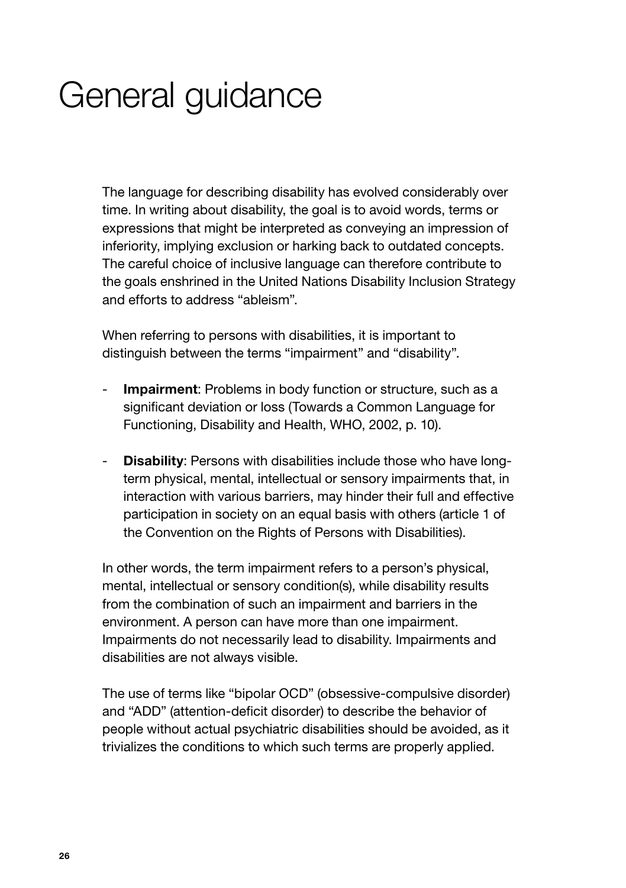# General guidance

The language for describing disability has evolved considerably over time. In writing about disability, the goal is to avoid words, terms or expressions that might be interpreted as conveying an impression of inferiority, implying exclusion or harking back to outdated concepts. The careful choice of inclusive language can therefore contribute to the goals enshrined in the United Nations Disability Inclusion Strategy and efforts to address "ableism".

When referring to persons with disabilities, it is important to distinguish between the terms "impairment" and "disability".

- **Impairment**: Problems in body function or structure, such as a significant deviation or loss (Towards a Common Language for Functioning, Disability and Health, WHO, 2002, p. 10).

- **Disability**: Persons with disabilities include those who have long-term physical, mental, intellectual or sensory impairments that, in interaction with various barriers, may hinder their full and effective participation in society on an equal basis with others (article 1 of the Convention on the Rights of Persons with Disabilities).

In other words, the term impairment refers to a person's physical, mental, intellectual or sensory condition(s), while disability results from the combination of such an impairment and barriers in the environment. A person can have more than one impairment. Impairments do not necessarily lead to disability. Impairments and disabilities are not always visible.

The use of terms like "bipolar OCD" (obsessive-compulsive disorder) and "ADD" (attention-deficit disorder) to describe the behavior of people without actual psychiatric disabilities should be avoided, as it trivializes the conditions to which such terms are properly applied.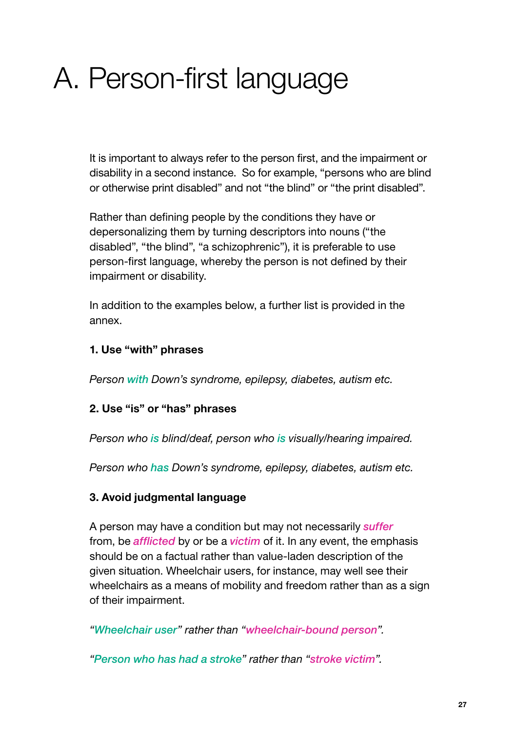# A. Person-first language

It is important to always refer to the person first, and the impairment or disability in a second instance. So for example, "persons who are blind or otherwise print disabled" and not "the blind" or "the print disabled".

Rather than defining people by the conditions they have or depersonalizing them by turning descriptors into nouns ("the disabled", "the blind", "a schizophrenic"), it is preferable to use person-first language, whereby the person is not defined by their impairment or disability.

In addition to the examples below, a further list is provided in the annex.

**1. Use "with" phrases**

*Person with Down's syndrome, epilepsy, diabetes, autism etc.*

**2. Use "is" or "has" phrases**

*Person who is blind/deaf, person who is visually/hearing impaired.*

*Person who has Down's syndrome, epilepsy, diabetes, autism etc.*

**3. Avoid judgmental language**

A person may have a condition but may not necessarily *suffer* from, be *afflicted* by or be a *victim* of it. In any event, the emphasis should be on a factual rather than value-laden description of the given situation. Wheelchair users, for instance, may well see their wheelchairs as a means of mobility and freedom rather than as a sign of their impairment.

*"Wheelchair user" rather than "wheelchair-bound person".*

*"Person who has had a stroke" rather than "stroke victim".*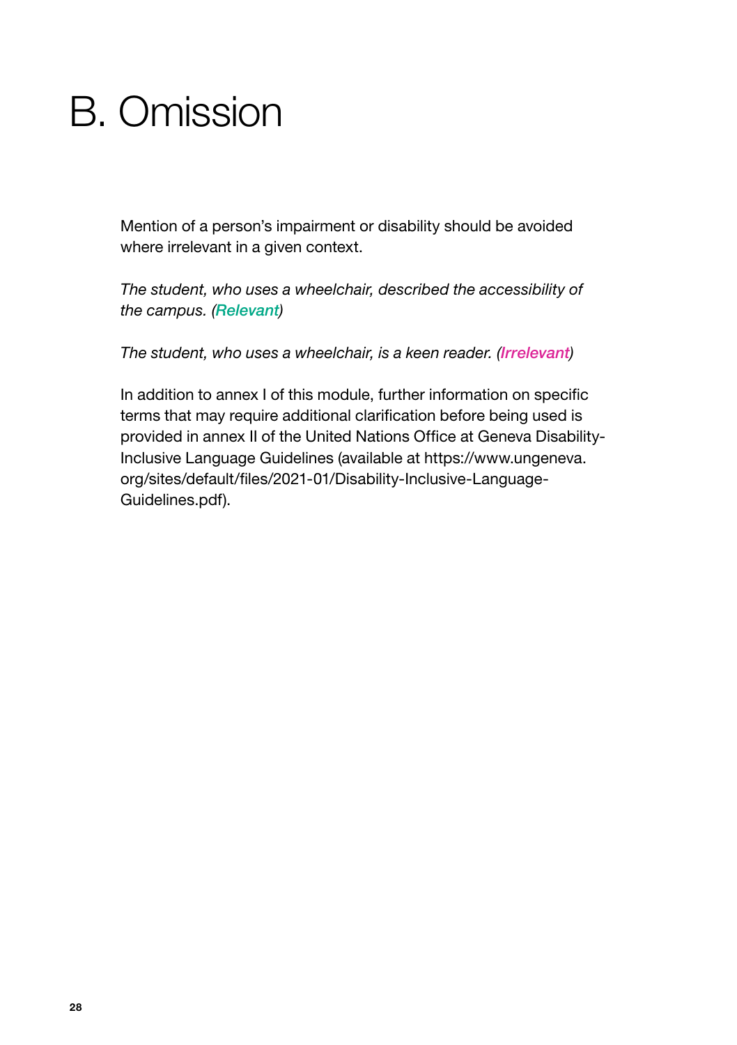# B. Omission

Mention of a person's impairment or disability should be avoided where irrelevant in a given context.

*The student, who uses a wheelchair, described the accessibility of the campus. (**Relevant**)*

*The student, who uses a wheelchair, is a keen reader. (**Irrelevant**)*

In addition to annex I of this module, further information on specific terms that may require additional clarification before being used is provided in annex II of the United Nations Office at Geneva Disability-Inclusive Language Guidelines (available at https://www.ungeneva.org/sites/default/files/2021-01/Disability-Inclusive-Language-Guidelines.pdf).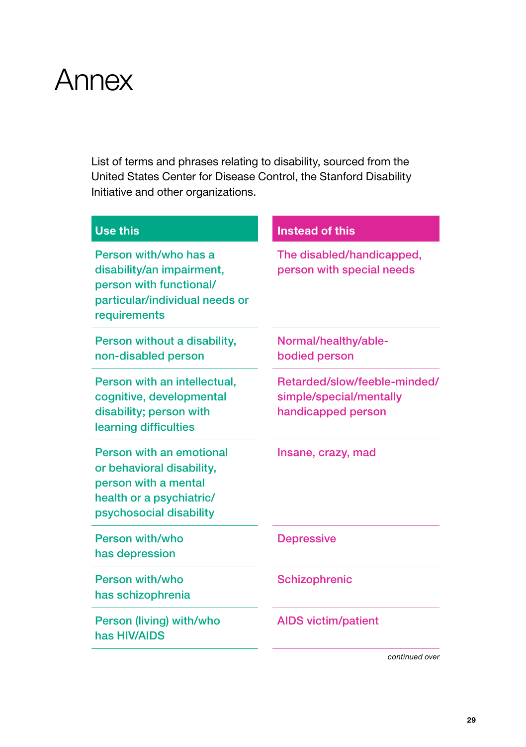# Annex

List of terms and phrases relating to disability, sourced from the United States Center for Disease Control, the Stanford Disability Initiative and other organizations.

| Use this | Instead of this |
|---|---|
| Person with/who has a disability/an impairment, person with functional/particular/individual needs or requirements | The disabled/handicapped, person with special needs |
| Person without a disability, non-disabled person | Normal/healthy/able-bodied person |
| Person with an intellectual, cognitive, developmental disability; person with learning difficulties | Retarded/slow/feeble-minded/simple/special/mentally handicapped person |
| Person with an emotional or behavioral disability, person with a mental health or a psychiatric/psychosocial disability | Insane, crazy, mad |
| Person with/who has depression | Depressive |
| Person with/who has schizophrenia | Schizophrenic |
| Person (living) with/who has HIV/AIDS | AIDS victim/patient |

*continued over*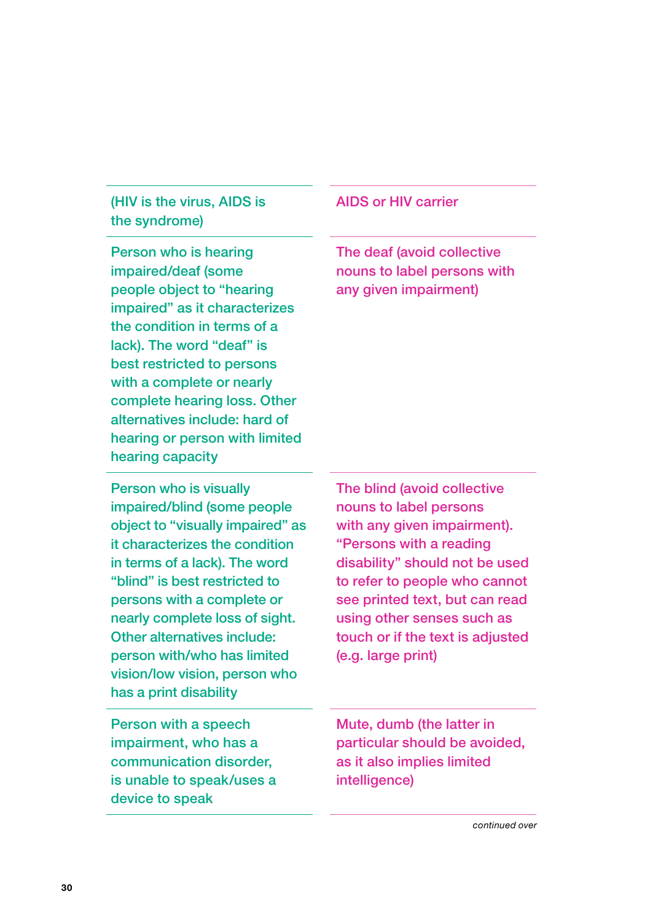| | |
|---|---|
| (HIV is the virus, AIDS is the syndrome) | AIDS or HIV carrier |
| Person who is hearing impaired/deaf (some people object to "hearing impaired" as it characterizes the condition in terms of a lack). The word "deaf" is best restricted to persons with a complete or nearly complete hearing loss. Other alternatives include: hard of hearing or person with limited hearing capacity | The deaf (avoid collective nouns to label persons with any given impairment) |
| Person who is visually impaired/blind (some people object to "visually impaired" as it characterizes the condition in terms of a lack). The word "blind" is best restricted to persons with a complete or nearly complete loss of sight. Other alternatives include: person with/who has limited vision/low vision, person who has a print disability | The blind (avoid collective nouns to label persons with any given impairment). "Persons with a reading disability" should not be used to refer to people who cannot see printed text, but can read using other senses such as touch or if the text is adjusted (e.g. large print) |
| Person with a speech impairment, who has a communication disorder, is unable to speak/uses a device to speak | Mute, dumb (the latter in particular should be avoided, as it also implies limited intelligence) |

*continued over*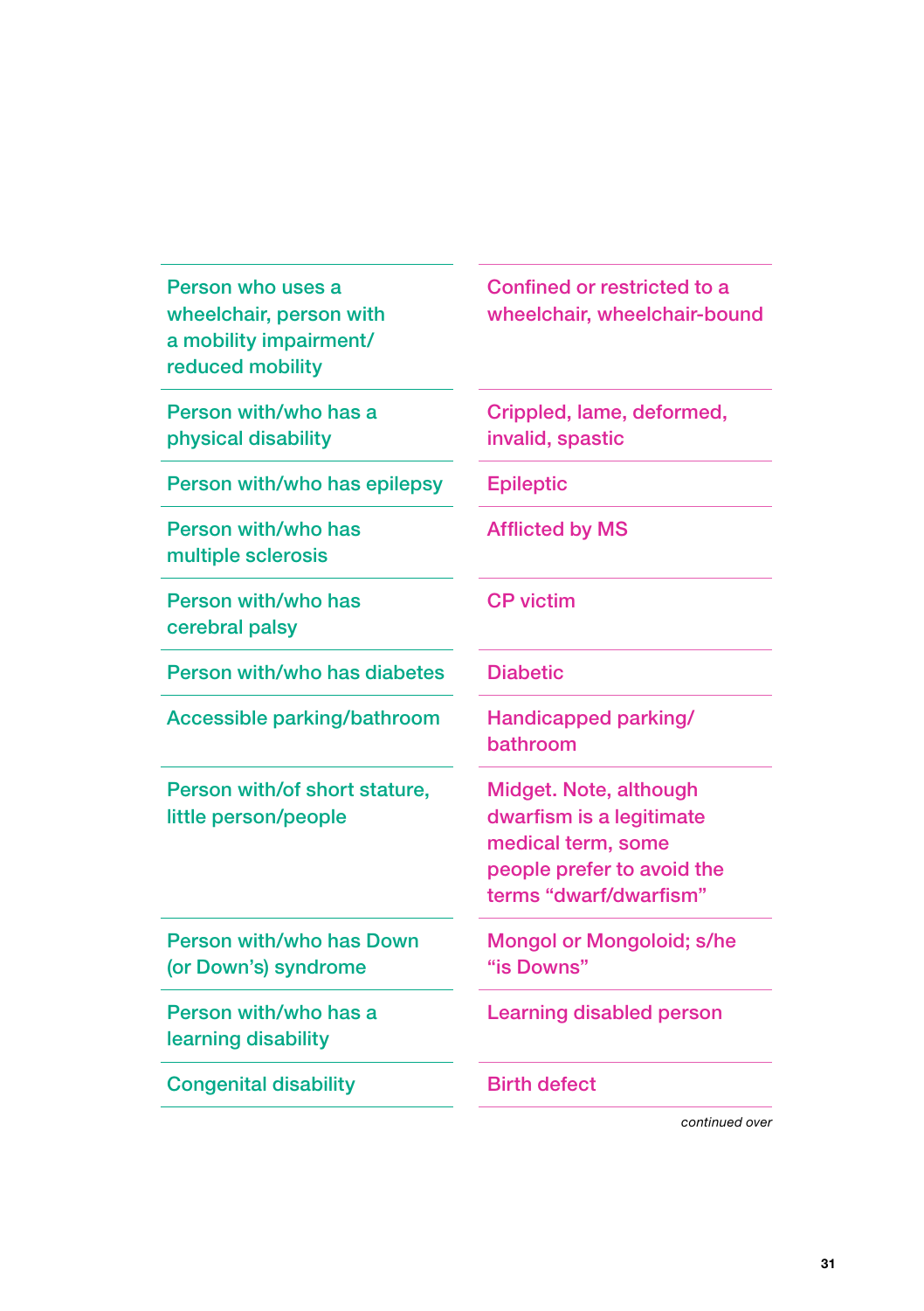| | |
|---|---|
| Person who uses a wheelchair, person with a mobility impairment/reduced mobility | Confined or restricted to a wheelchair, wheelchair-bound |
| Person with/who has a physical disability | Crippled, lame, deformed, invalid, spastic |
| Person with/who has epilepsy | Epileptic |
| Person with/who has multiple sclerosis | Afflicted by MS |
| Person with/who has cerebral palsy | CP victim |
| Person with/who has diabetes | Diabetic |
| Accessible parking/bathroom | Handicapped parking/bathroom |
| Person with/of short stature, little person/people | Midget. Note, although dwarfism is a legitimate medical term, some people prefer to avoid the terms “dwarf/dwarfism” |
| Person with/who has Down (or Down’s) syndrome | Mongol or Mongoloid; s/he “is Downs” |
| Person with/who has a learning disability | Learning disabled person |
| Congenital disability | Birth defect |

*continued over*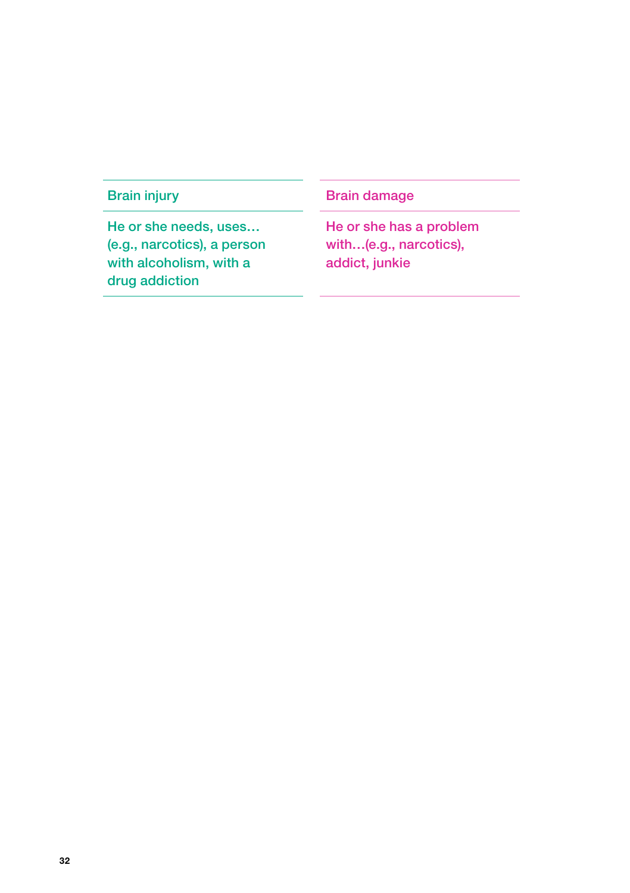| Brain injury | Brain damage |
|---|---|
| He or she needs, uses… (e.g., narcotics), a person with alcoholism, with a drug addiction | He or she has a problem with…(e.g., narcotics), addict, junkie |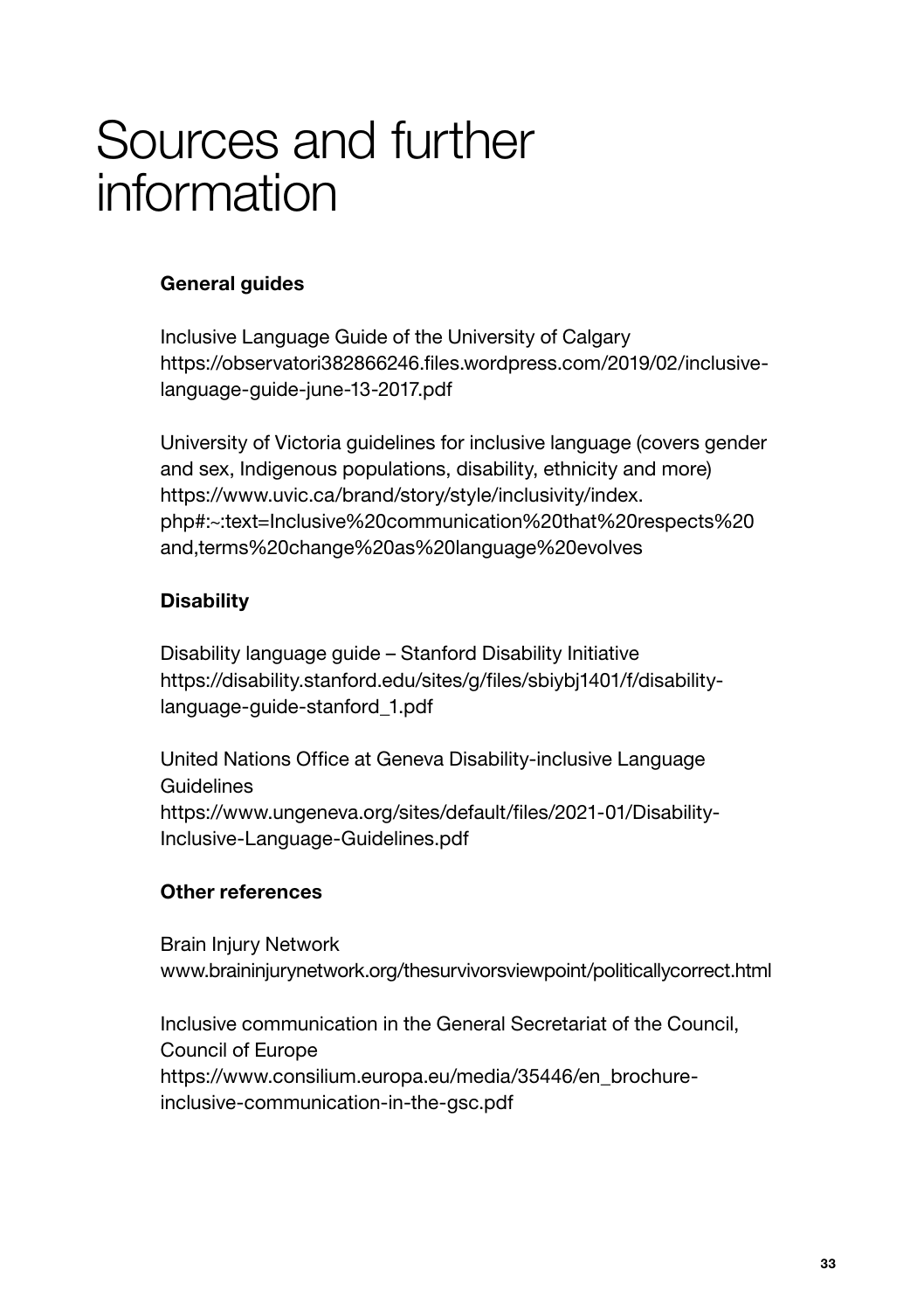# Sources and further information

### General guides

Inclusive Language Guide of the University of Calgary
https://observatori382866246.files.wordpress.com/2019/02/inclusive-language-guide-june-13-2017.pdf

University of Victoria guidelines for inclusive language (covers gender and sex, Indigenous populations, disability, ethnicity and more)
https://www.uvic.ca/brand/story/style/inclusivity/index.php#:~:text=Inclusive%20communication%20that%20respects%20and,terms%20change%20as%20language%20evolves

### Disability

Disability language guide – Stanford Disability Initiative
https://disability.stanford.edu/sites/g/files/sbiybj1401/f/disability-language-guide-stanford_1.pdf

United Nations Office at Geneva Disability-inclusive Language Guidelines
https://www.ungeneva.org/sites/default/files/2021-01/Disability-Inclusive-Language-Guidelines.pdf

### Other references

Brain Injury Network
www.braininjurynetwork.org/thesurvivorsviewpoint/politicallycorrect.html

Inclusive communication in the General Secretariat of the Council, Council of Europe
https://www.consilium.europa.eu/media/35446/en_brochure-inclusive-communication-in-the-gsc.pdf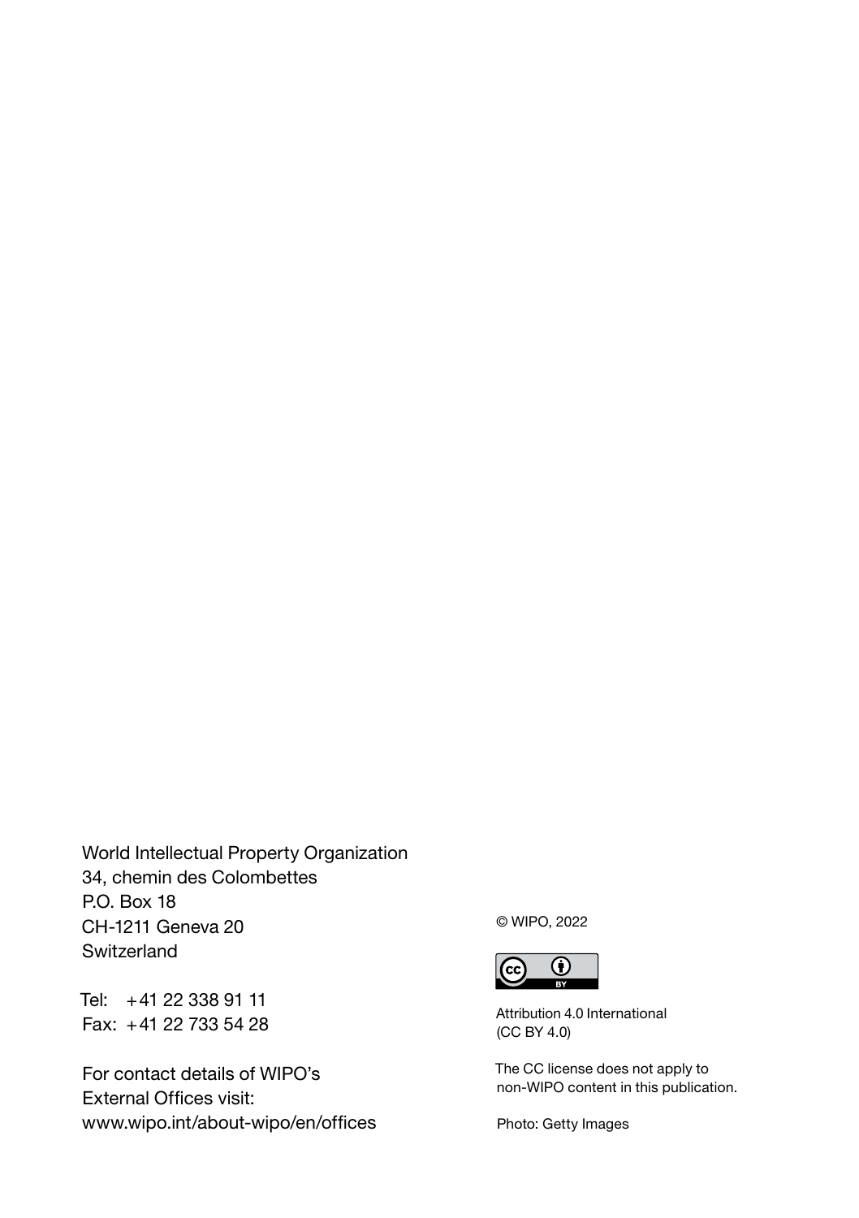World Intellectual Property Organization
34, chemin des Colombettes
P.O. Box 18
CH-1211 Geneva 20
Switzerland

Tel: +41 22 338 91 11
Fax: +41 22 733 54 28

For contact details of WIPO's External Offices visit:
www.wipo.int/about-wipo/en/offices

© WIPO, 2022

Attribution 4.0 International
(CC BY 4.0)

The CC license does not apply to non-WIPO content in this publication.

Photo: Getty Images